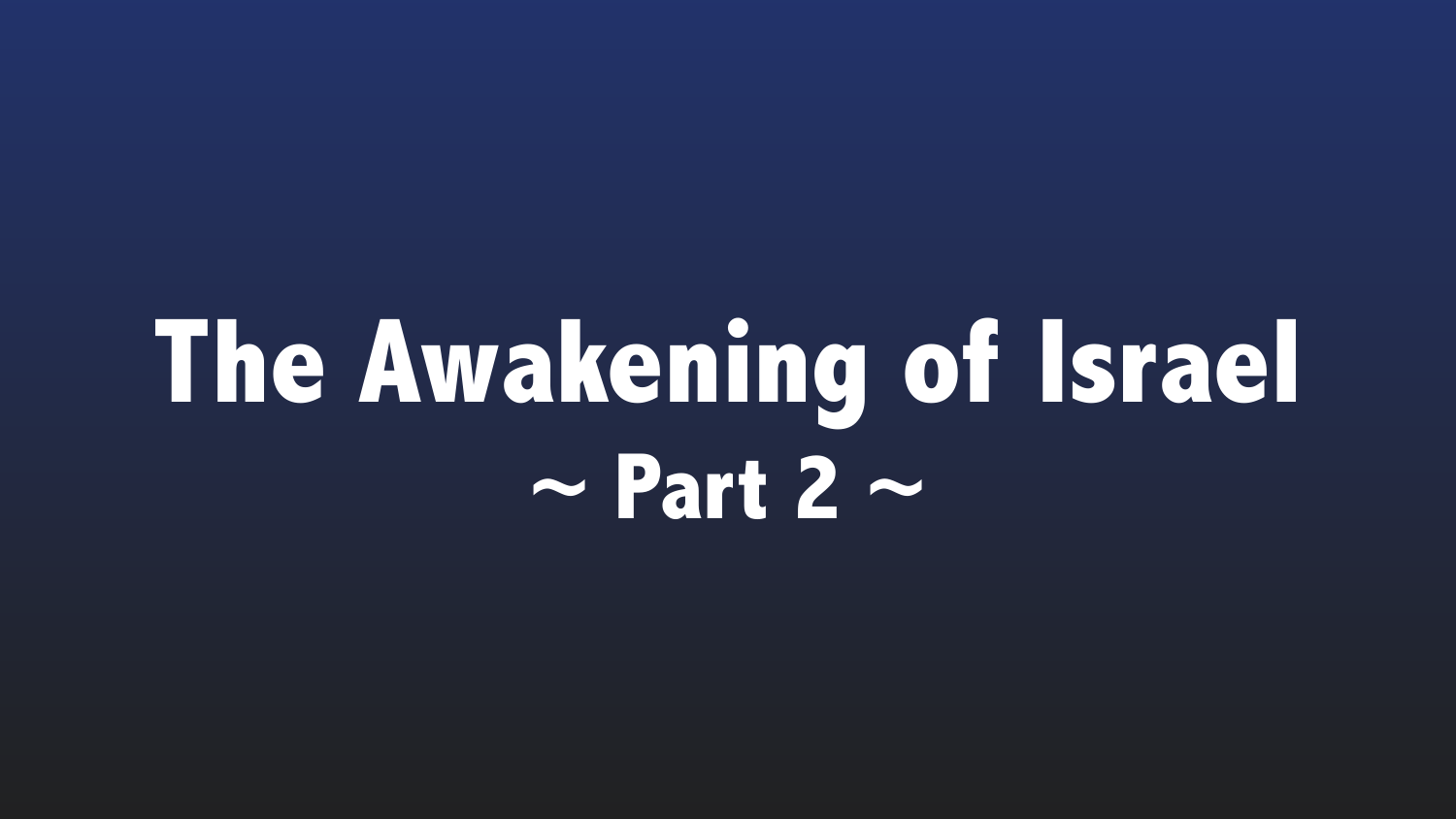# The Awakening of Israel

## ~ Part 2 ~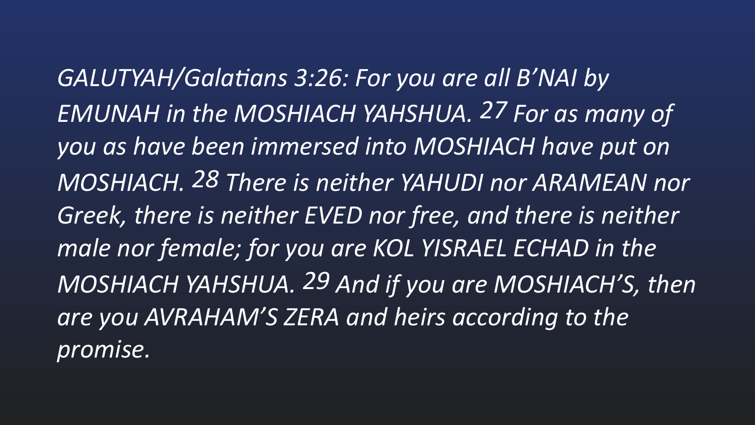*GALUTYAH/Galatians 3:26: For you are all B'NAI by EMUNAH in the MOSHIACH YAHSHUA. 27 For as many of you as have been immersed into MOSHIACH have put on MOSHIACH. 28 There is neither YAHUDI nor ARAMEAN nor Greek, there is neither EVED nor free, and there is neither male nor female; for you are KOL YISRAEL ECHAD in the MOSHIACH YAHSHUA. 29 And if you are MOSHIACH'S, then are you AVRAHAM'S ZERA and heirs according to the promise.*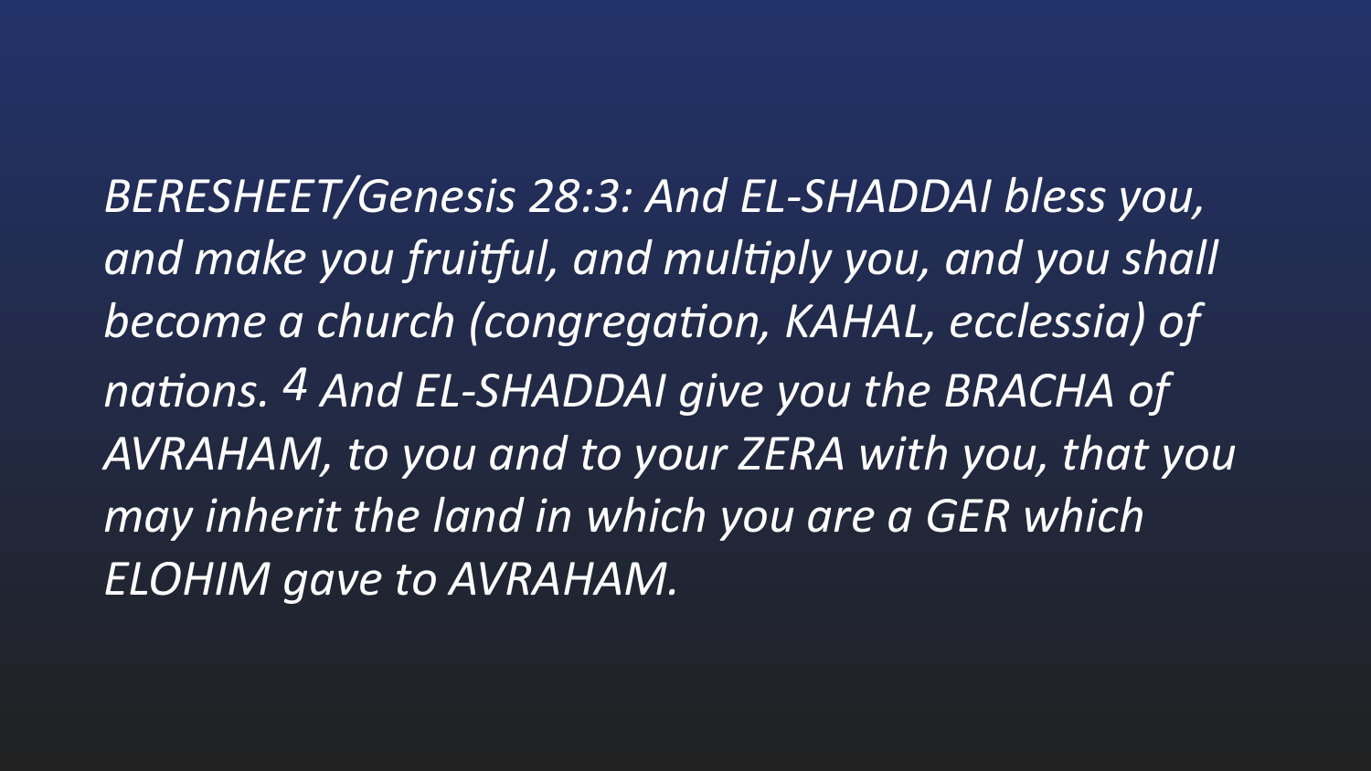*BERESHEET/Genesis 28:3: And EL-SHADDAI bless you, and make you fruitful, and multiply you, and you shall become a church (congregation, KAHAL, ecclessia) of nations. 4 And EL-SHADDAI give you the BRACHA of AVRAHAM, to you and to your ZERA with you, that you may inherit the land in which you are a GER which ELOHIM gave to AVRAHAM.*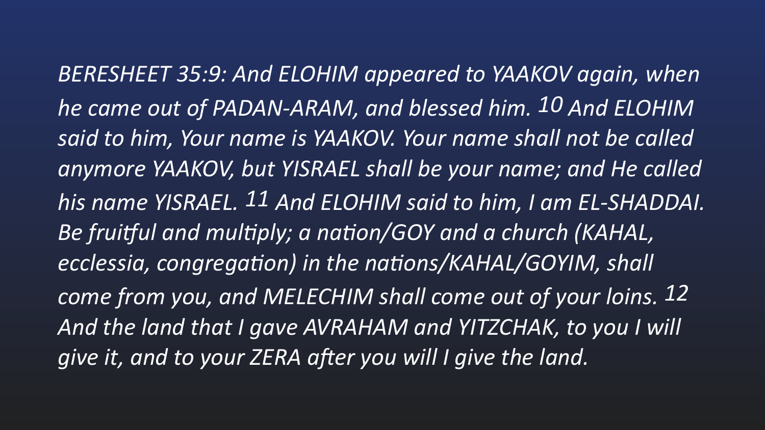*BERESHEET 35:9: And ELOHIM appeared to YAAKOV again, when he came out of PADAN-ARAM, and blessed him. 10 And ELOHIM said to him, Your name is YAAKOV. Your name shall not be called anymore YAAKOV, but YISRAEL shall be your name; and He called his name YISRAEL. 11 And ELOHIM said to him, I am EL-SHADDAI. Be fruitful and multiply; a nation/GOY and a church (KAHAL, ecclessia, congregation) in the nations/KAHAL/GOYIM, shall come from you, and MELECHIM shall come out of your loins. 12 And the land that I gave AVRAHAM and YITZCHAK, to you I will give it, and to your ZERA after you will I give the land.*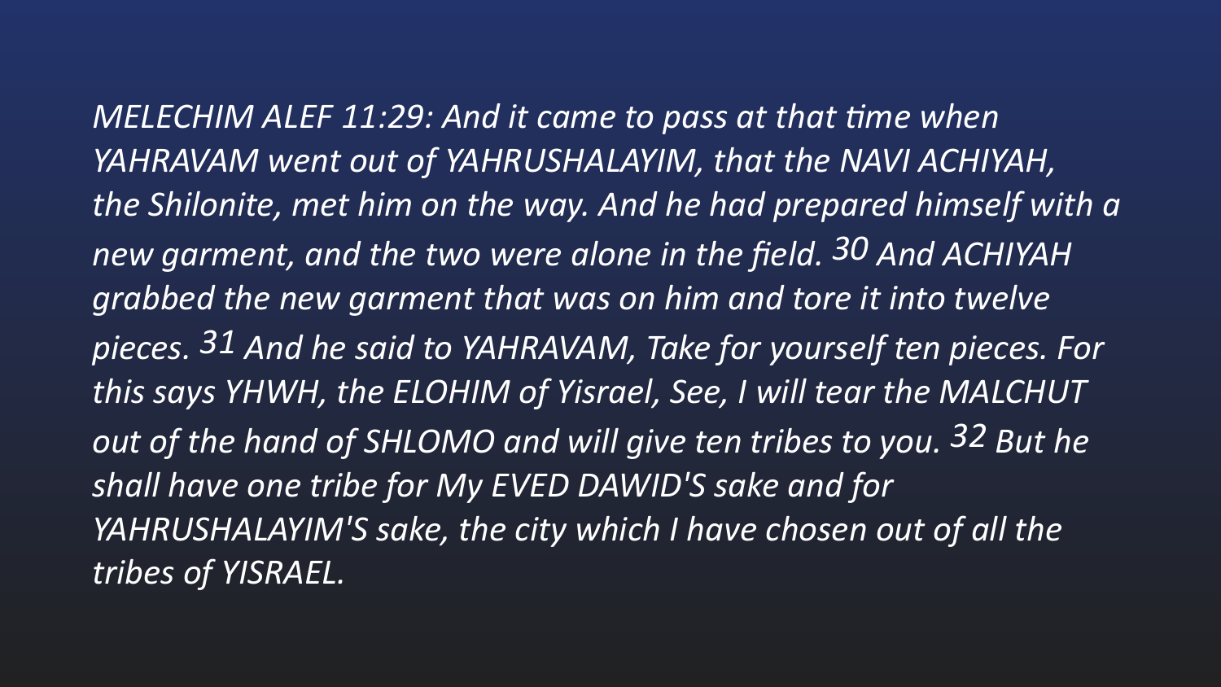*MELECHIM ALEF 11:29: And it came to pass at that time when YAHRAVAM went out of YAHRUSHALAYIM, that the NAVI ACHIYAH, the Shilonite, met him on the way. And he had prepared himself with a new garment, and the two were alone in the field. 30 And ACHIYAH grabbed the new garment that was on him and tore it into twelve pieces. 31 And he said to YAHRAVAM, Take for yourself ten pieces. For this says YHWH, the ELOHIM of Yisrael, See, I will tear the MALCHUT out of the hand of SHLOMO and will give ten tribes to you. 32 But he shall have one tribe for My EVED DAWID'S sake and for YAHRUSHALAYIM'S sake, the city which I have chosen out of all the tribes of YISRAEL.*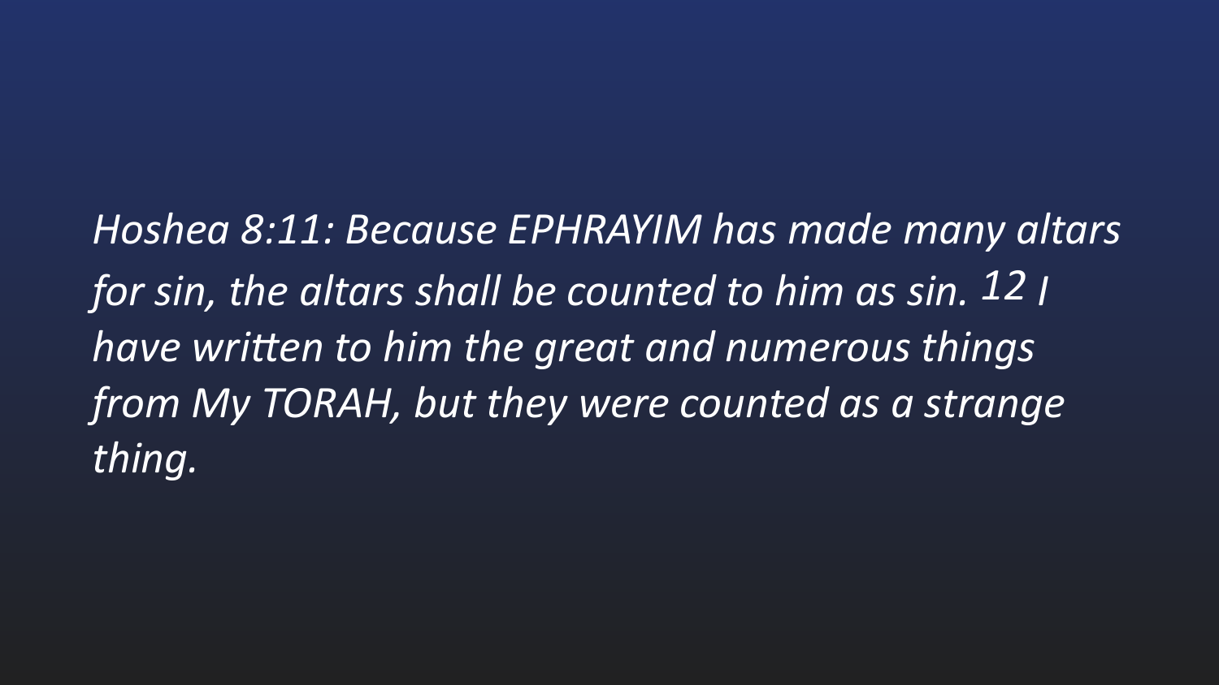*Hoshea 8:11: Because EPHRAYIM has made many altars for sin, the altars shall be counted to him as sin. 12 I have written to him the great and numerous things from My TORAH, but they were counted as a strange thing.*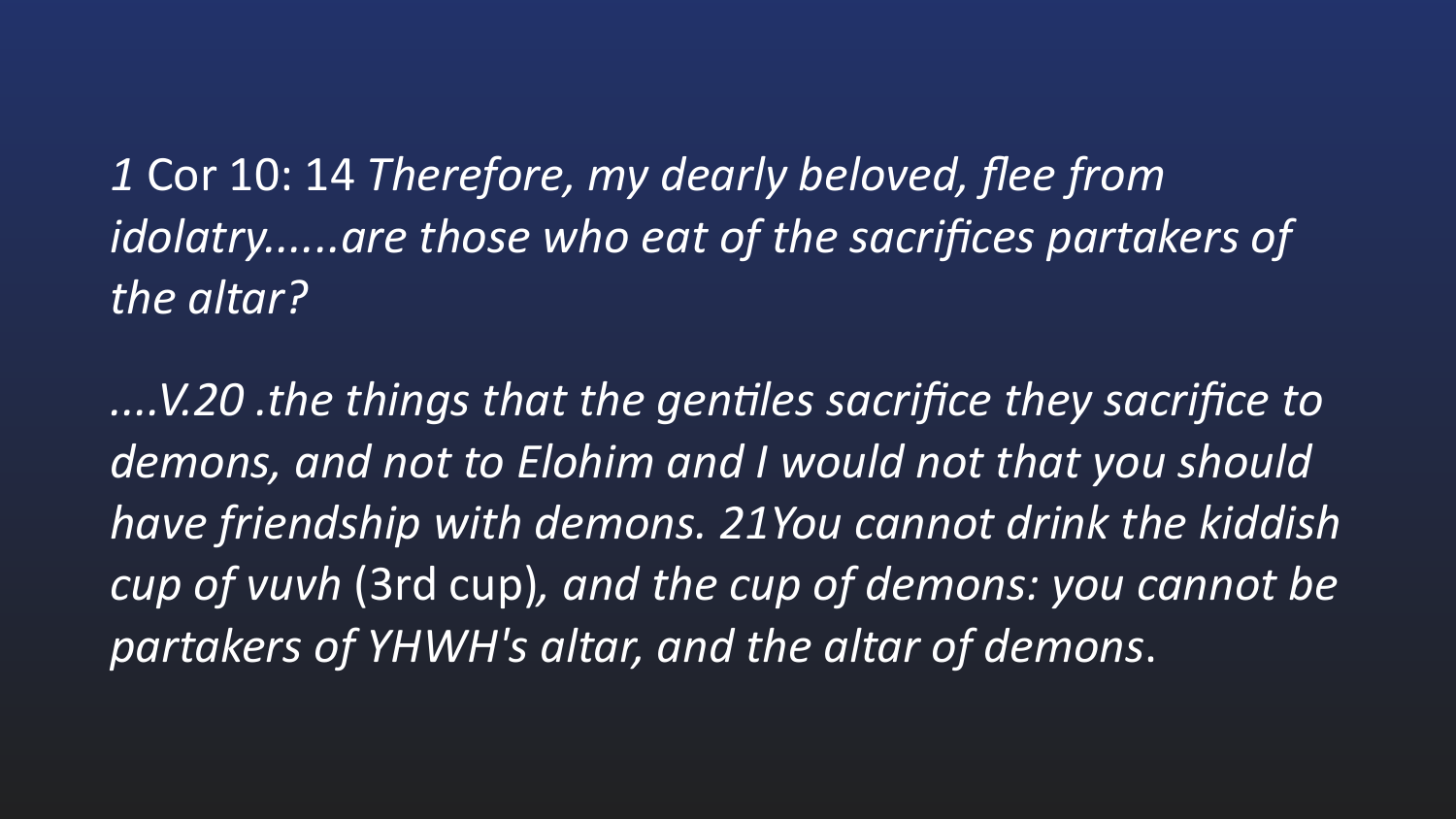*1* Cor 10: 14 *Therefore, my dearly beloved, flee from idolatry……are those who eat of the sacrifices partakers of the altar?*

*….V.20 .the things that the gentiles sacrifice they sacrifice to demons, and not to Elohim and I would not that you should have friendship with demons. 21You cannot drink the kiddish cup of vuvh* (3rd cup)*, and the cup of demons: you cannot be partakers of YHWH's altar, and the altar of demons*.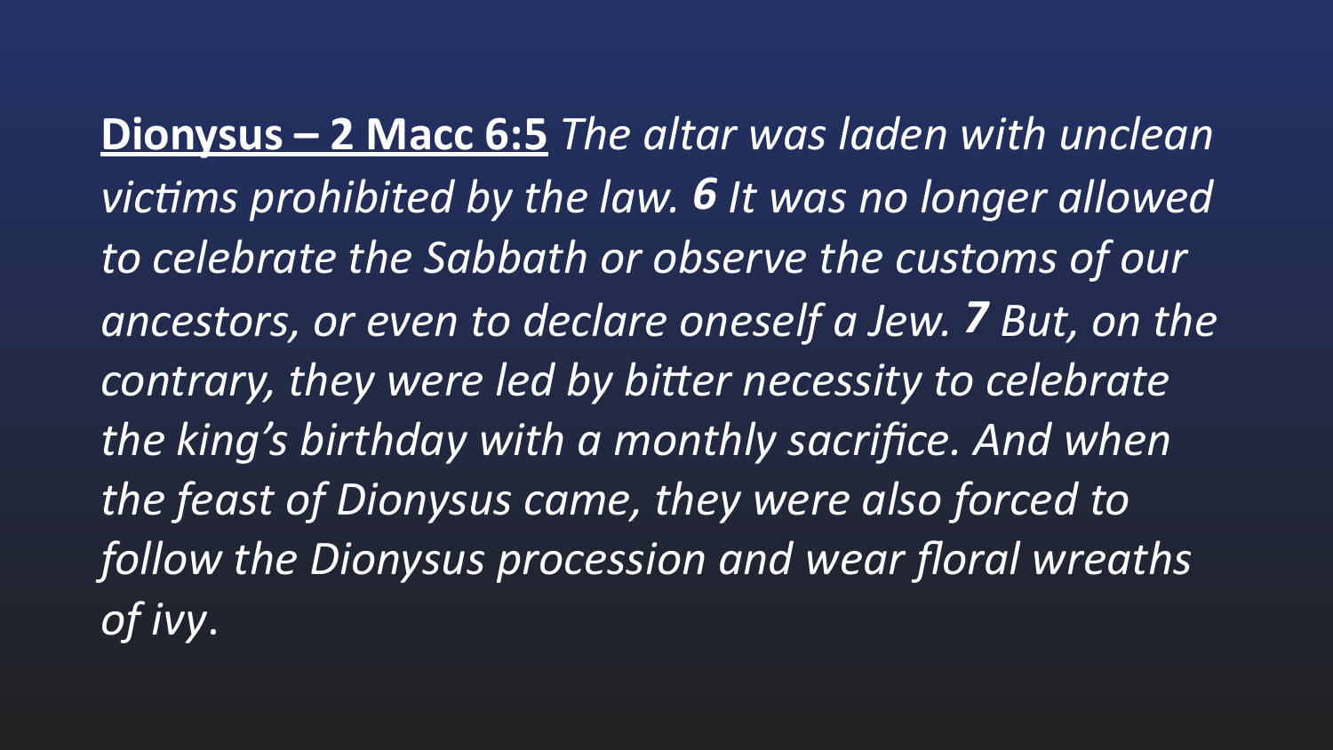<u>**Dionysus – 2 Macc 6:5**</u> *The altar was laden with unclean victims prohibited by the law.* ***6*** *It was no longer allowed to celebrate the Sabbath or observe the customs of our ancestors, or even to declare oneself a Jew.* ***7*** *But, on the contrary, they were led by bitter necessity to celebrate the king's birthday with a monthly sacrifice. And when the feast of Dionysus came, they were also forced to follow the Dionysus procession and wear floral wreaths of ivy*.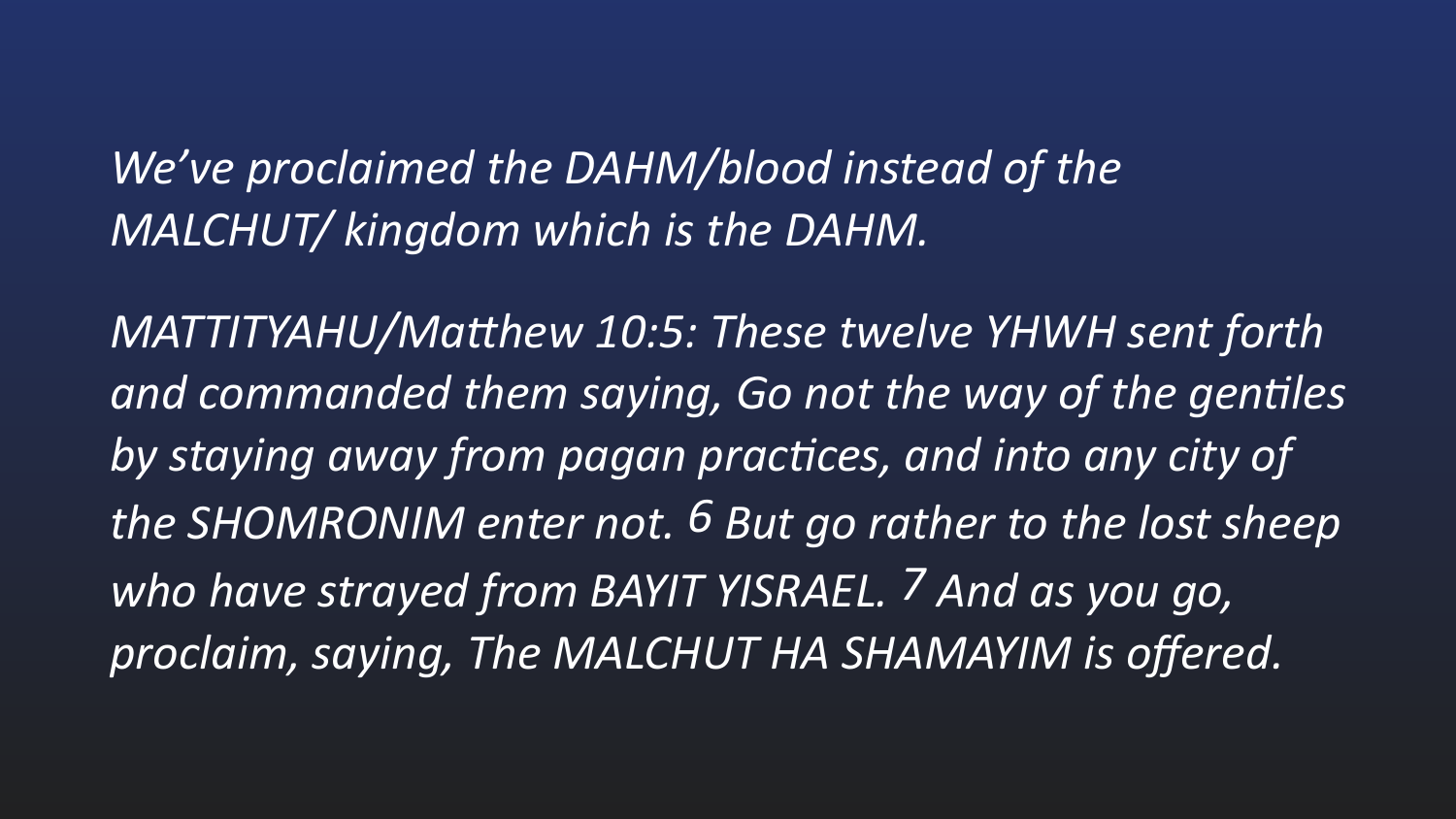*We've proclaimed the DAHM/blood instead of the MALCHUT/ kingdom which is the DAHM.*

*MATTITYAHU/Matthew 10:5: These twelve YHWH sent forth and commanded them saying, Go not the way of the gentiles by staying away from pagan practices, and into any city of the SHOMRONIM enter not. 6 But go rather to the lost sheep who have strayed from BAYIT YISRAEL. 7 And as you go, proclaim, saying, The MALCHUT HA SHAMAYIM is offered.*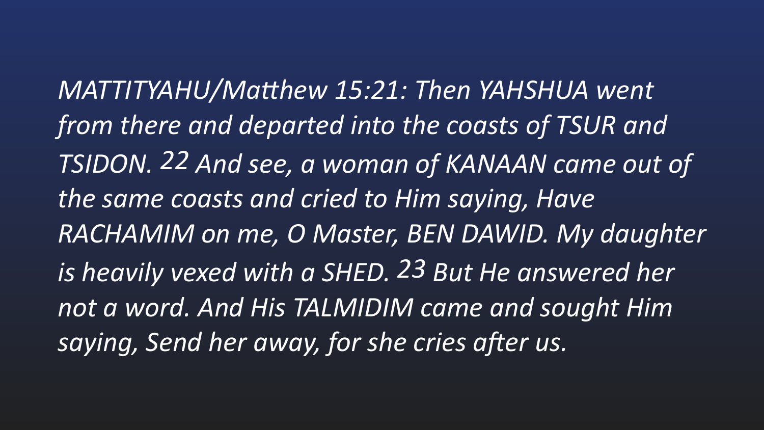*MATTITYAHU/Matthew 15:21: Then YAHSHUA went from there and departed into the coasts of TSUR and TSIDON. 22 And see, a woman of KANAAN came out of the same coasts and cried to Him saying, Have RACHAMIM on me, O Master, BEN DAWID. My daughter is heavily vexed with a SHED. 23 But He answered her not a word. And His TALMIDIM came and sought Him saying, Send her away, for she cries after us.*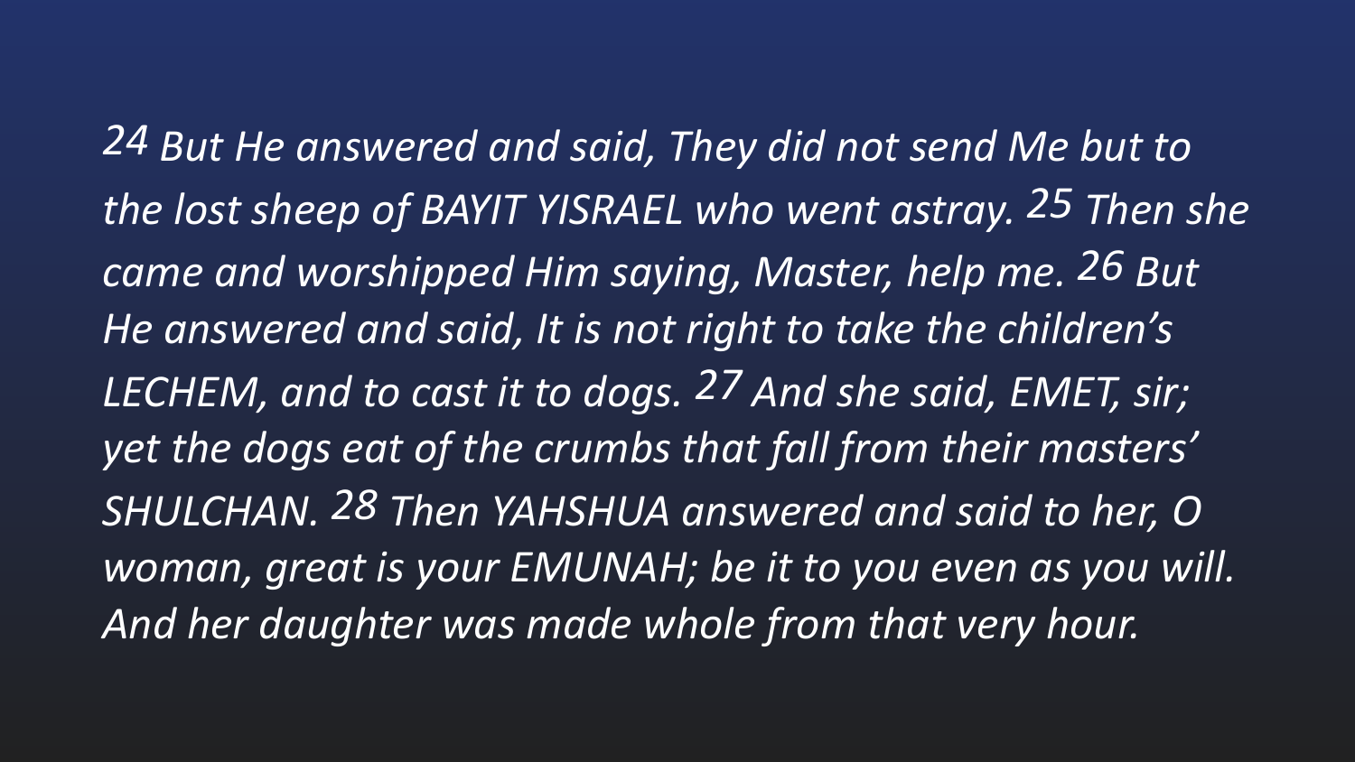*24 But He answered and said, They did not send Me but to the lost sheep of BAYIT YISRAEL who went astray. 25 Then she came and worshipped Him saying, Master, help me. 26 But He answered and said, It is not right to take the children's LECHEM, and to cast it to dogs. 27 And she said, EMET, sir; yet the dogs eat of the crumbs that fall from their masters' SHULCHAN. 28 Then YAHSHUA answered and said to her, O woman, great is your EMUNAH; be it to you even as you will. And her daughter was made whole from that very hour.*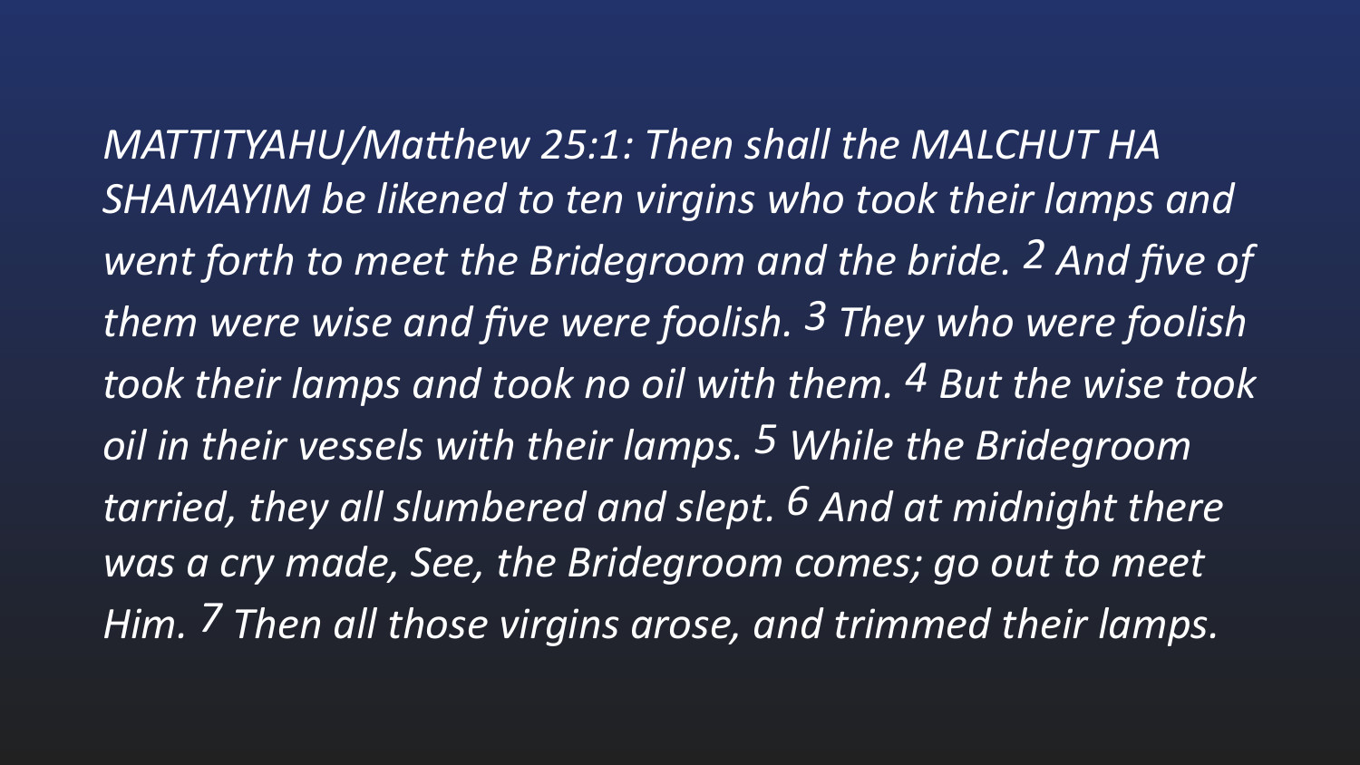*MATTITYAHU/Matthew 25:1: Then shall the MALCHUT HA SHAMAYIM be likened to ten virgins who took their lamps and went forth to meet the Bridegroom and the bride. 2 And five of them were wise and five were foolish. 3 They who were foolish took their lamps and took no oil with them. 4 But the wise took oil in their vessels with their lamps. 5 While the Bridegroom tarried, they all slumbered and slept. 6 And at midnight there was a cry made, See, the Bridegroom comes; go out to meet Him. 7 Then all those virgins arose, and trimmed their lamps.*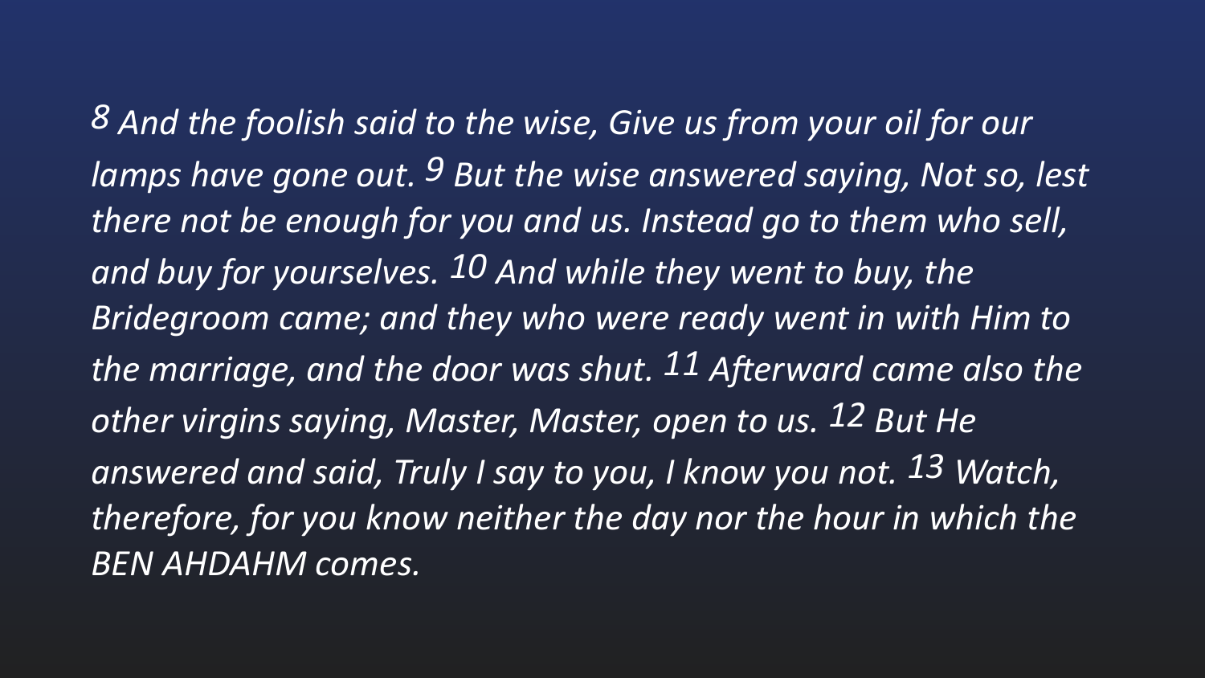*8 And the foolish said to the wise, Give us from your oil for our lamps have gone out. 9 But the wise answered saying, Not so, lest there not be enough for you and us. Instead go to them who sell, and buy for yourselves. 10 And while they went to buy, the Bridegroom came; and they who were ready went in with Him to the marriage, and the door was shut. 11 Afterward came also the other virgins saying, Master, Master, open to us. 12 But He answered and said, Truly I say to you, I know you not. 13 Watch, therefore, for you know neither the day nor the hour in which the BEN AHDAHM comes.*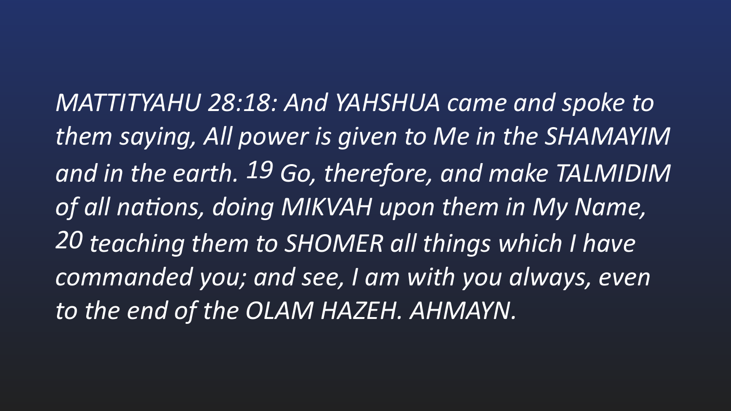*MATTITYAHU 28:18: And YAHSHUA came and spoke to them saying, All power is given to Me in the SHAMAYIM and in the earth. 19 Go, therefore, and make TALMIDIM of all nations, doing MIKVAH upon them in My Name, 20 teaching them to SHOMER all things which I have commanded you; and see, I am with you always, even to the end of the OLAM HAZEH. AHMAYN.*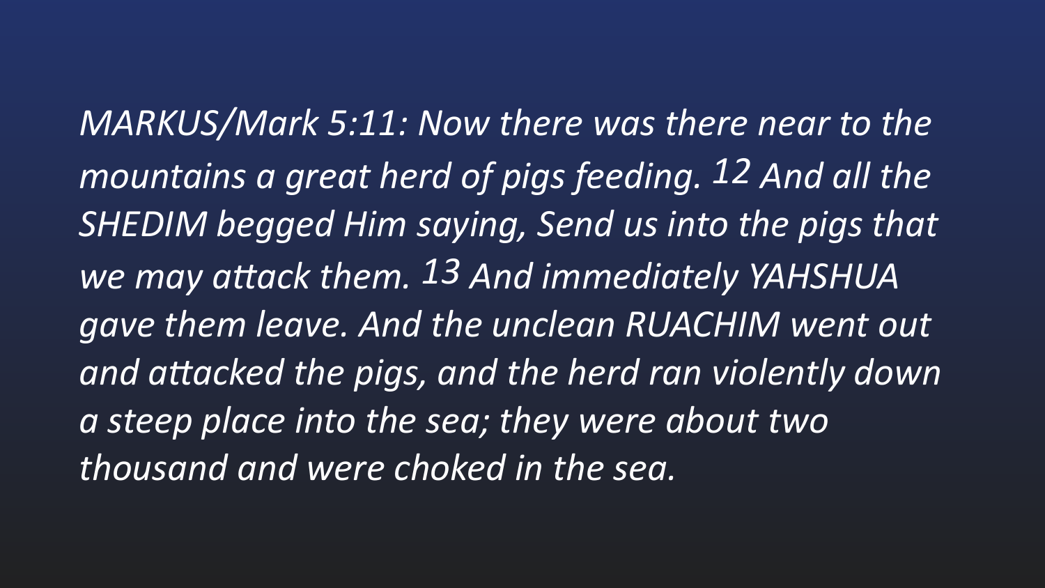*MARKUS/Mark 5:11: Now there was there near to the mountains a great herd of pigs feeding. 12 And all the SHEDIM begged Him saying, Send us into the pigs that we may attack them. 13 And immediately YAHSHUA gave them leave. And the unclean RUACHIM went out and attacked the pigs, and the herd ran violently down a steep place into the sea; they were about two thousand and were choked in the sea.*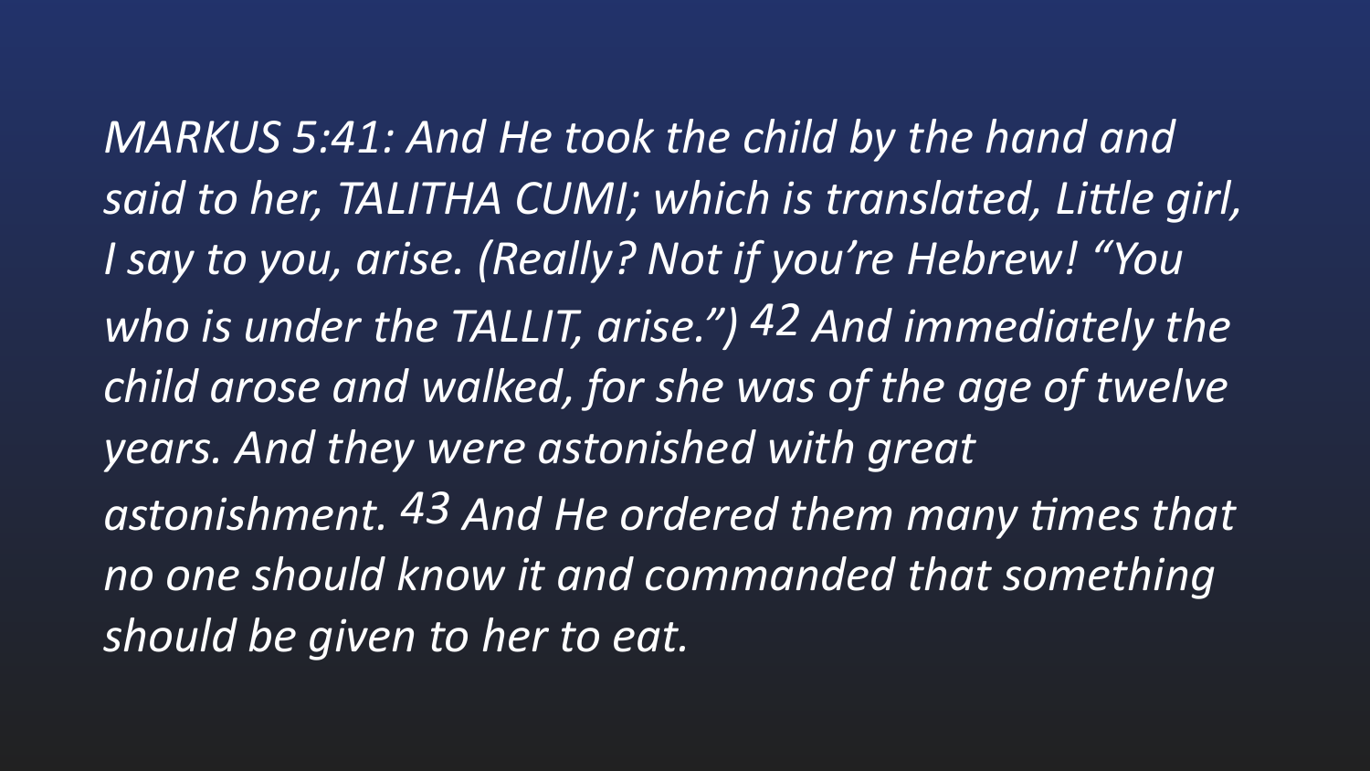*MARKUS 5:41: And He took the child by the hand and said to her, TALITHA CUMI; which is translated, Little girl, I say to you, arise. (Really? Not if you're Hebrew! "You who is under the TALLIT, arise.") 42 And immediately the child arose and walked, for she was of the age of twelve years. And they were astonished with great astonishment. 43 And He ordered them many times that no one should know it and commanded that something should be given to her to eat.*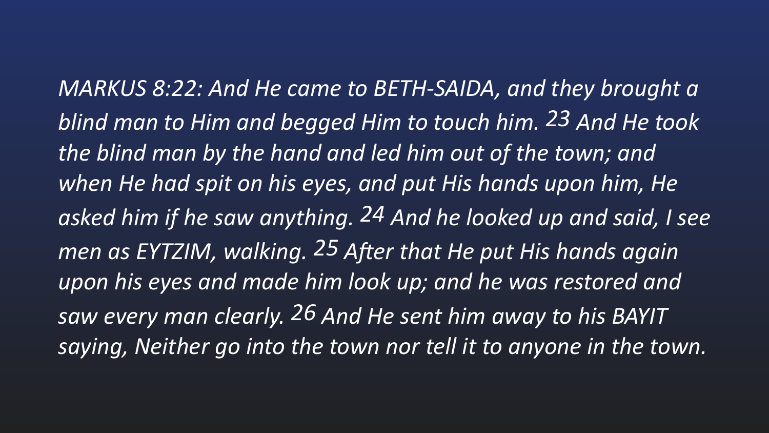*MARKUS 8:22: And He came to BETH-SAIDA, and they brought a blind man to Him and begged Him to touch him. 23 And He took the blind man by the hand and led him out of the town; and when He had spit on his eyes, and put His hands upon him, He asked him if he saw anything. 24 And he looked up and said, I see men as EYTZIM, walking. 25 After that He put His hands again upon his eyes and made him look up; and he was restored and saw every man clearly. 26 And He sent him away to his BAYIT saying, Neither go into the town nor tell it to anyone in the town.*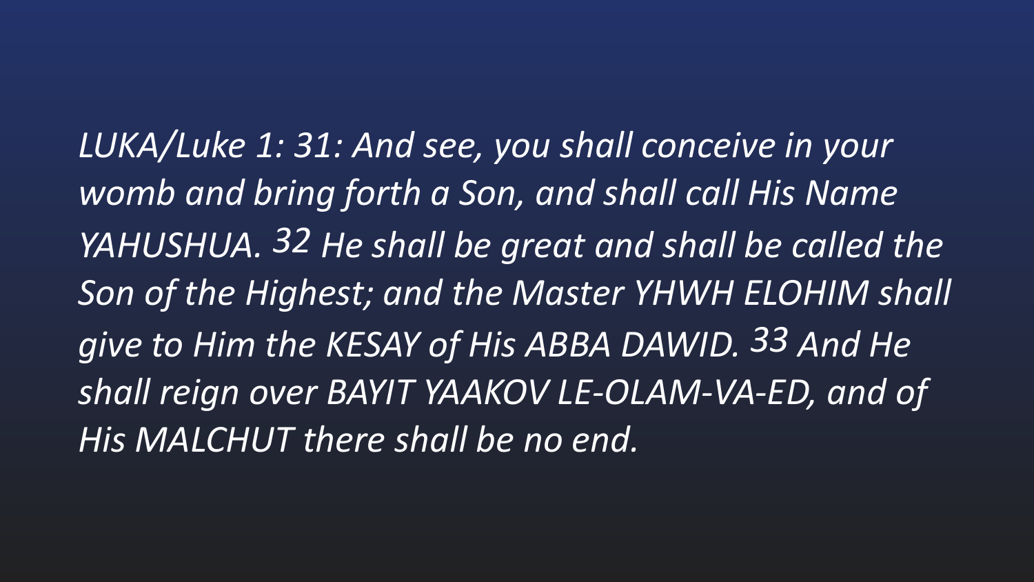*LUKA/Luke 1: 31: And see, you shall conceive in your womb and bring forth a Son, and shall call His Name YAHUSHUA. 32 He shall be great and shall be called the Son of the Highest; and the Master YHWH ELOHIM shall give to Him the KESAY of His ABBA DAWID. 33 And He shall reign over BAYIT YAAKOV LE-OLAM-VA-ED, and of His MALCHUT there shall be no end.*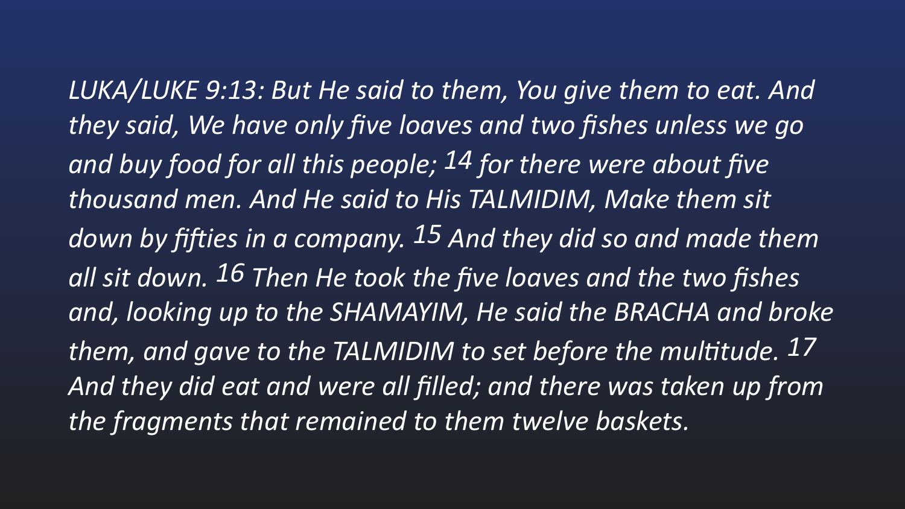*LUKA/LUKE 9:13: But He said to them, You give them to eat. And they said, We have only five loaves and two fishes unless we go and buy food for all this people; 14 for there were about five thousand men. And He said to His TALMIDIM, Make them sit down by fifties in a company. 15 And they did so and made them all sit down. 16 Then He took the five loaves and the two fishes and, looking up to the SHAMAYIM, He said the BRACHA and broke them, and gave to the TALMIDIM to set before the multitude. 17 And they did eat and were all filled; and there was taken up from the fragments that remained to them twelve baskets.*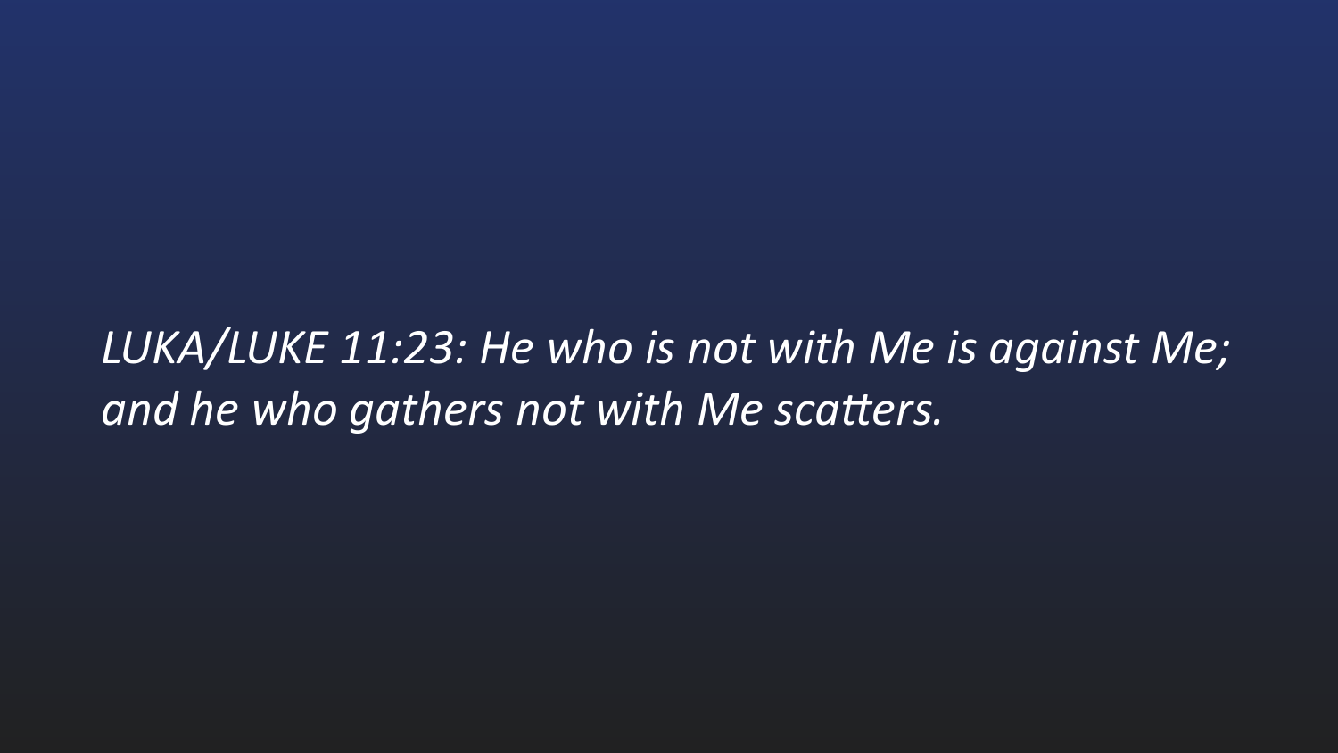*LUKA/LUKE 11:23: He who is not with Me is against Me; and he who gathers not with Me scatters.*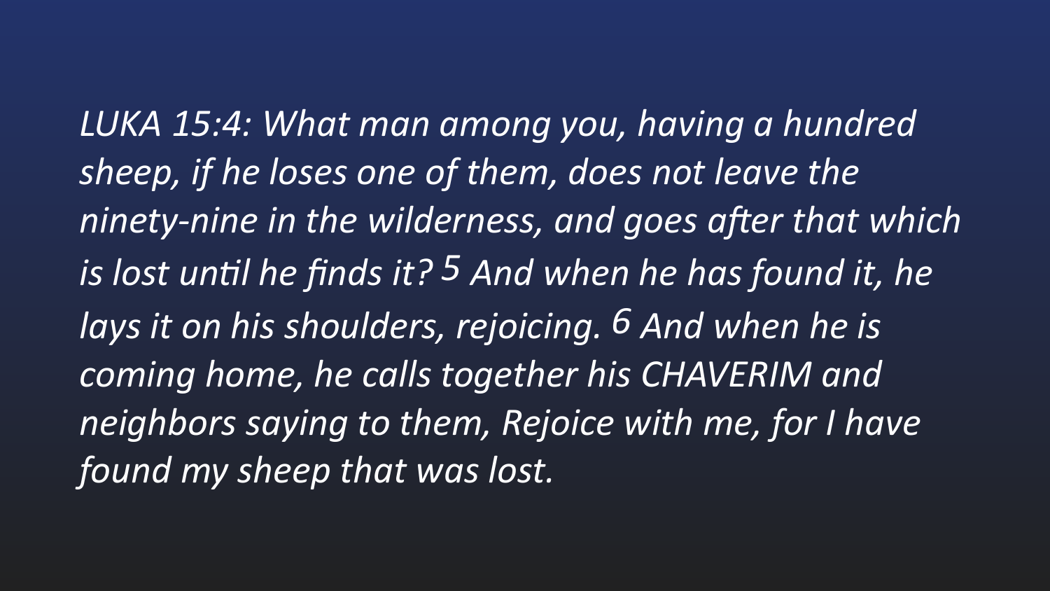*LUKA 15:4: What man among you, having a hundred sheep, if he loses one of them, does not leave the ninety-nine in the wilderness, and goes after that which is lost until he finds it? 5 And when he has found it, he lays it on his shoulders, rejoicing. 6 And when he is coming home, he calls together his CHAVERIM and neighbors saying to them, Rejoice with me, for I have found my sheep that was lost.*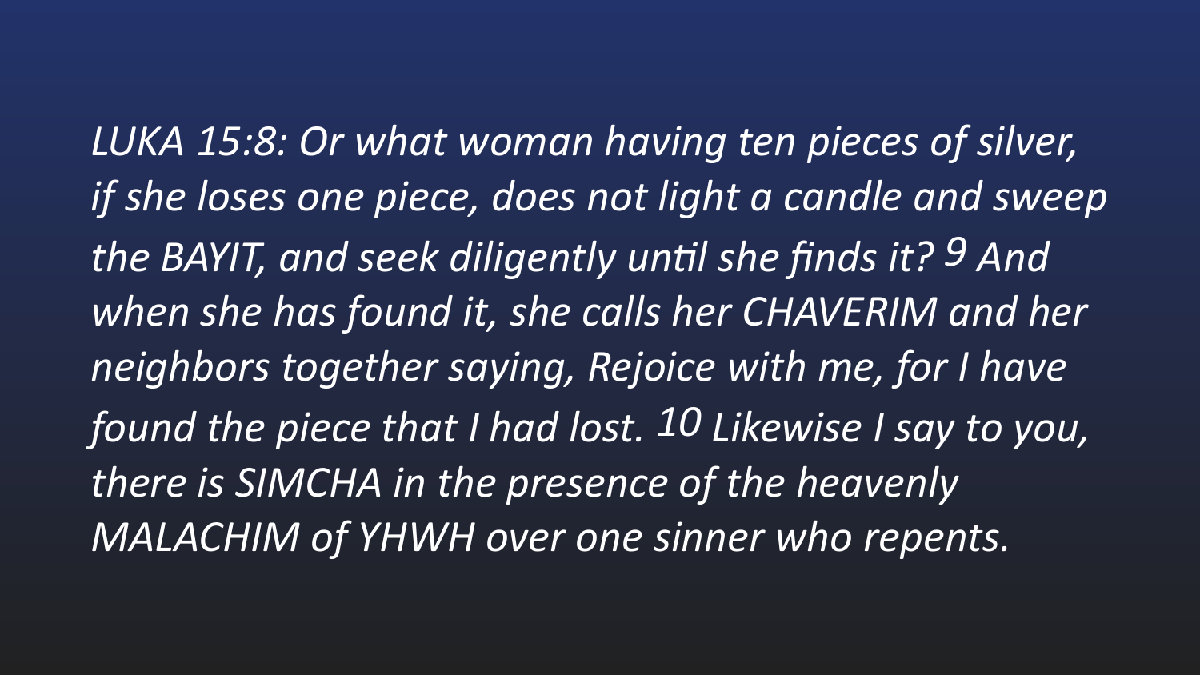*LUKA 15:8: Or what woman having ten pieces of silver, if she loses one piece, does not light a candle and sweep the BAYIT, and seek diligently until she finds it? 9 And when she has found it, she calls her CHAVERIM and her neighbors together saying, Rejoice with me, for I have found the piece that I had lost. 10 Likewise I say to you, there is SIMCHA in the presence of the heavenly MALACHIM of YHWH over one sinner who repents.*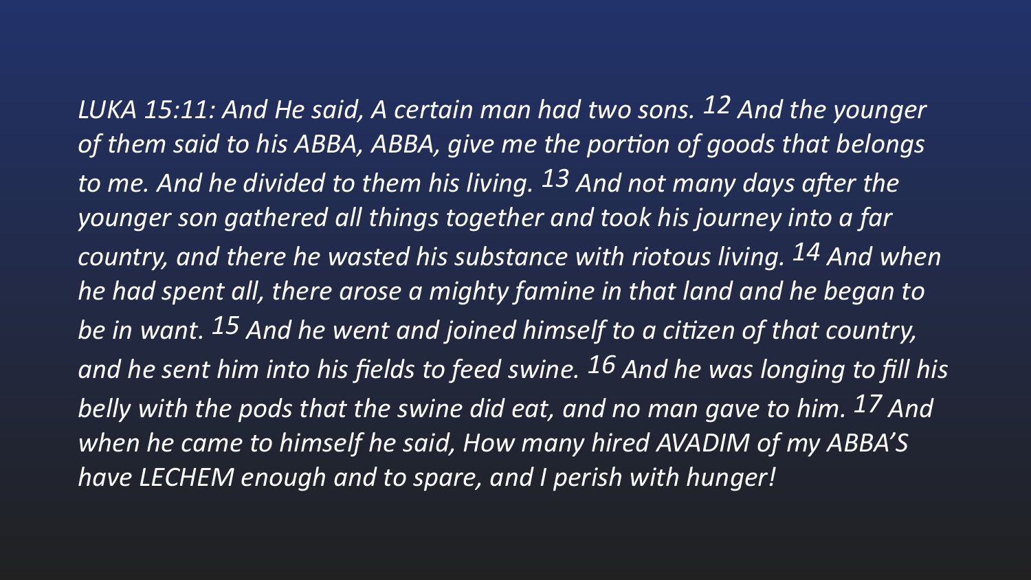*LUKA 15:11: And He said, A certain man had two sons. 12 And the younger of them said to his ABBA, ABBA, give me the portion of goods that belongs to me. And he divided to them his living. 13 And not many days after the younger son gathered all things together and took his journey into a far country, and there he wasted his substance with riotous living. 14 And when he had spent all, there arose a mighty famine in that land and he began to be in want. 15 And he went and joined himself to a citizen of that country, and he sent him into his fields to feed swine. 16 And he was longing to fill his belly with the pods that the swine did eat, and no man gave to him. 17 And when he came to himself he said, How many hired AVADIM of my ABBA'S have LECHEM enough and to spare, and I perish with hunger!*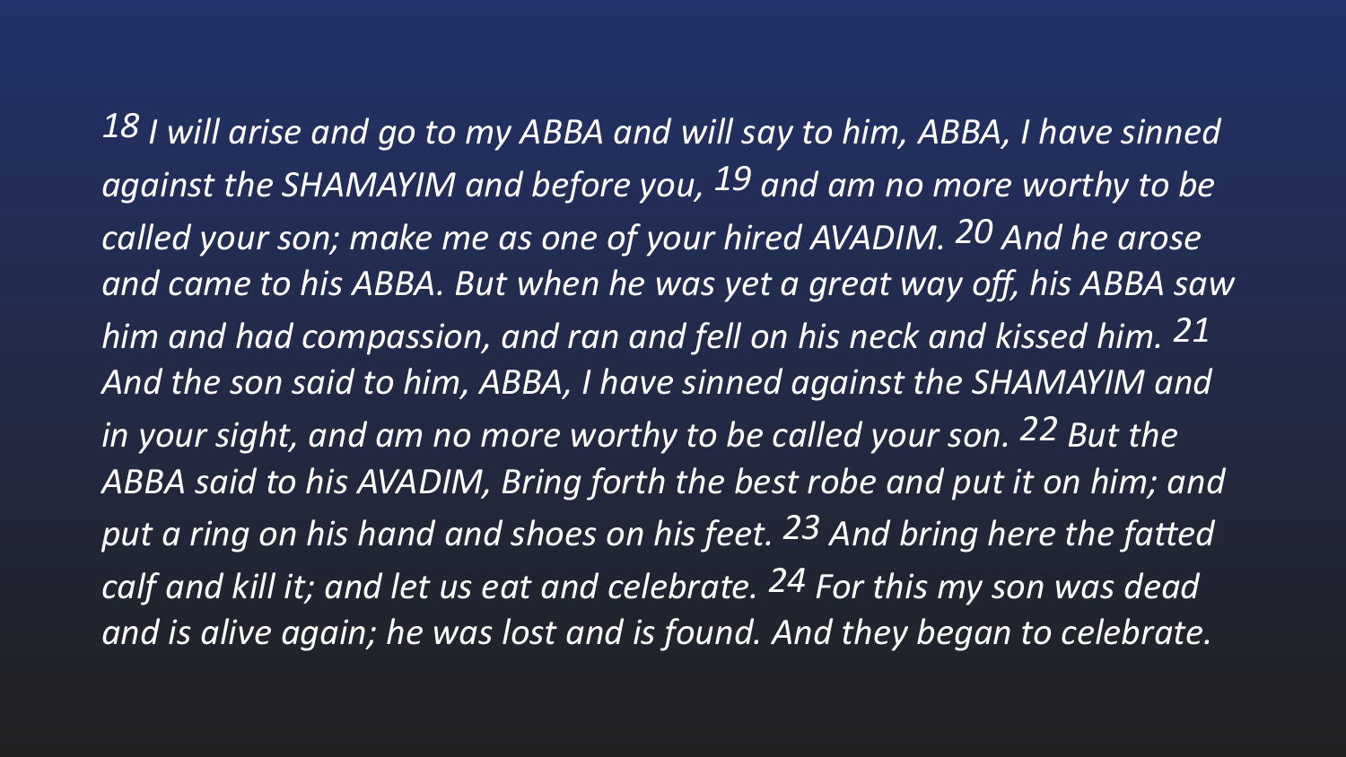*18 I will arise and go to my ABBA and will say to him, ABBA, I have sinned against the SHAMAYIM and before you, 19 and am no more worthy to be called your son; make me as one of your hired AVADIM. 20 And he arose and came to his ABBA. But when he was yet a great way off, his ABBA saw him and had compassion, and ran and fell on his neck and kissed him. 21 And the son said to him, ABBA, I have sinned against the SHAMAYIM and in your sight, and am no more worthy to be called your son. 22 But the ABBA said to his AVADIM, Bring forth the best robe and put it on him; and put a ring on his hand and shoes on his feet. 23 And bring here the fatted calf and kill it; and let us eat and celebrate. 24 For this my son was dead and is alive again; he was lost and is found. And they began to celebrate.*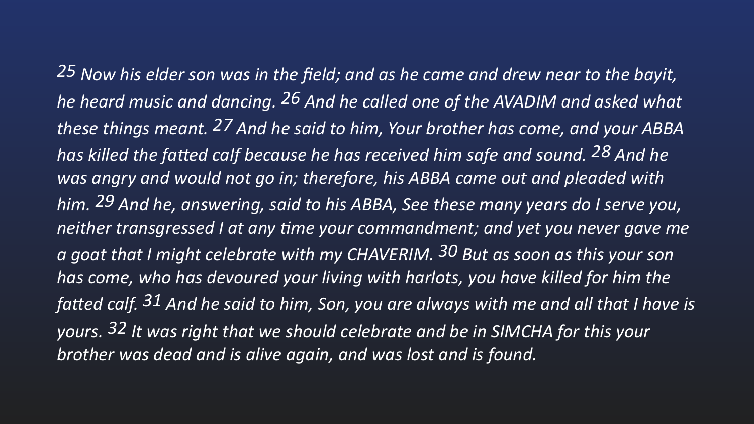*25 Now his elder son was in the field; and as he came and drew near to the bayit, he heard music and dancing. 26 And he called one of the AVADIM and asked what these things meant. 27 And he said to him, Your brother has come, and your ABBA has killed the fatted calf because he has received him safe and sound. 28 And he was angry and would not go in; therefore, his ABBA came out and pleaded with him. 29 And he, answering, said to his ABBA, See these many years do I serve you, neither transgressed I at any time your commandment; and yet you never gave me a goat that I might celebrate with my CHAVERIM. 30 But as soon as this your son has come, who has devoured your living with harlots, you have killed for him the fatted calf. 31 And he said to him, Son, you are always with me and all that I have is yours. 32 It was right that we should celebrate and be in SIMCHA for this your brother was dead and is alive again, and was lost and is found.*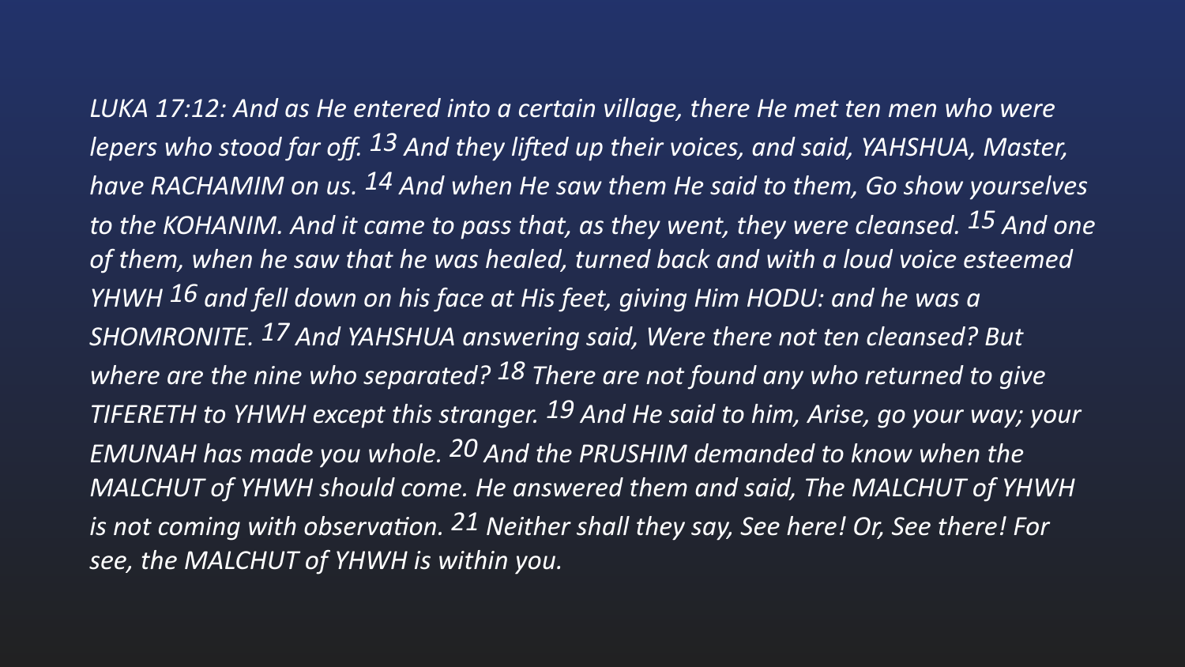*LUKA 17:12: And as He entered into a certain village, there He met ten men who were lepers who stood far off. 13 And they lifted up their voices, and said, YAHSHUA, Master, have RACHAMIM on us. 14 And when He saw them He said to them, Go show yourselves to the KOHANIM. And it came to pass that, as they went, they were cleansed. 15 And one of them, when he saw that he was healed, turned back and with a loud voice esteemed YHWH 16 and fell down on his face at His feet, giving Him HODU: and he was a SHOMRONITE. 17 And YAHSHUA answering said, Were there not ten cleansed? But where are the nine who separated? 18 There are not found any who returned to give TIFERETH to YHWH except this stranger. 19 And He said to him, Arise, go your way; your EMUNAH has made you whole. 20 And the PRUSHIM demanded to know when the MALCHUT of YHWH should come. He answered them and said, The MALCHUT of YHWH is not coming with observation. 21 Neither shall they say, See here! Or, See there! For see, the MALCHUT of YHWH is within you.*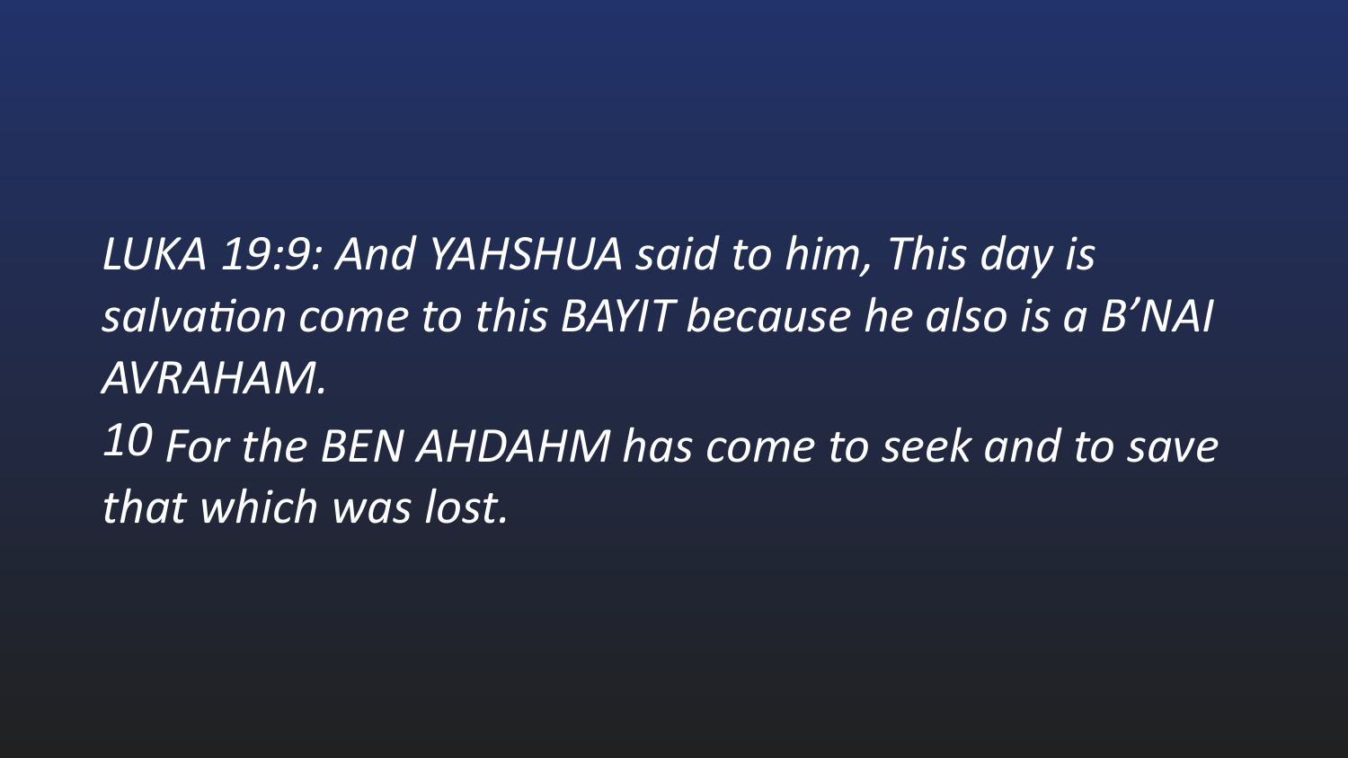*LUKA 19:9: And YAHSHUA said to him, This day is salvation come to this BAYIT because he also is a B'NAI AVRAHAM.*

*10 For the BEN AHDAHM has come to seek and to save that which was lost.*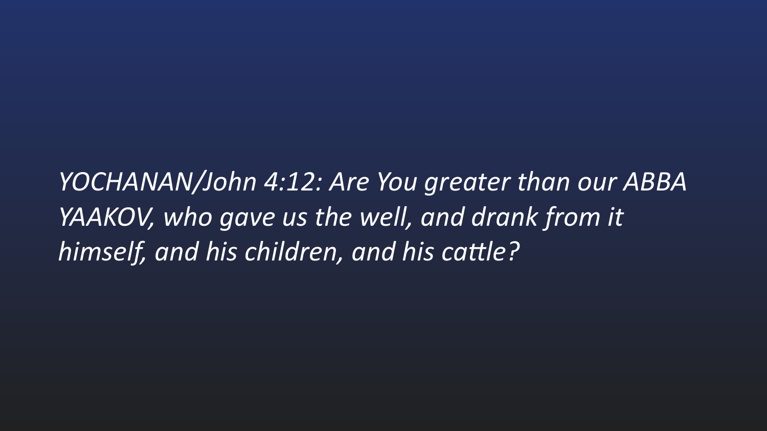*YOCHANAN/John 4:12: Are You greater than our ABBA YAAKOV, who gave us the well, and drank from it himself, and his children, and his cattle?*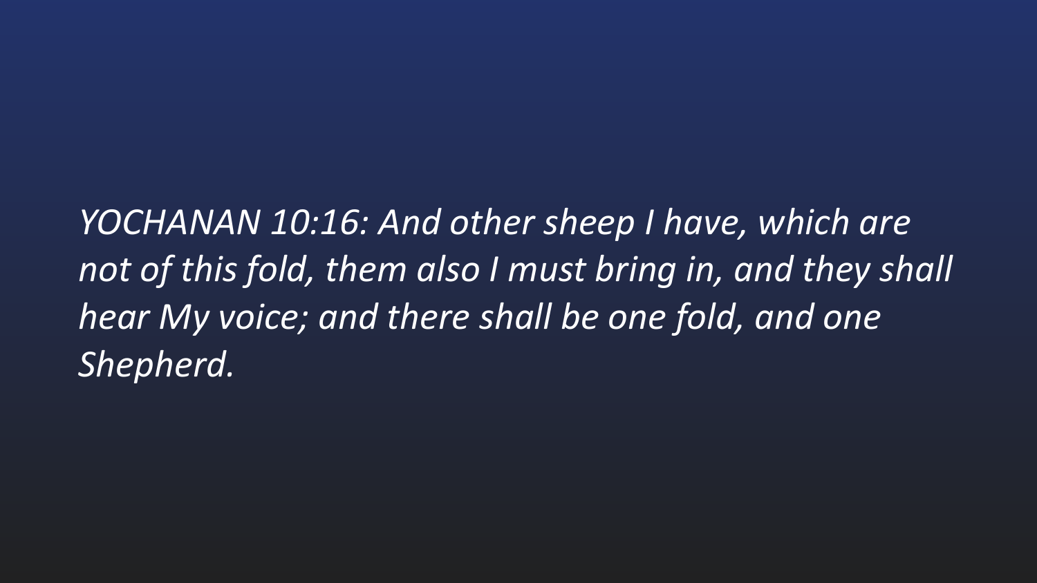*YOCHANAN 10:16: And other sheep I have, which are not of this fold, them also I must bring in, and they shall hear My voice; and there shall be one fold, and one Shepherd.*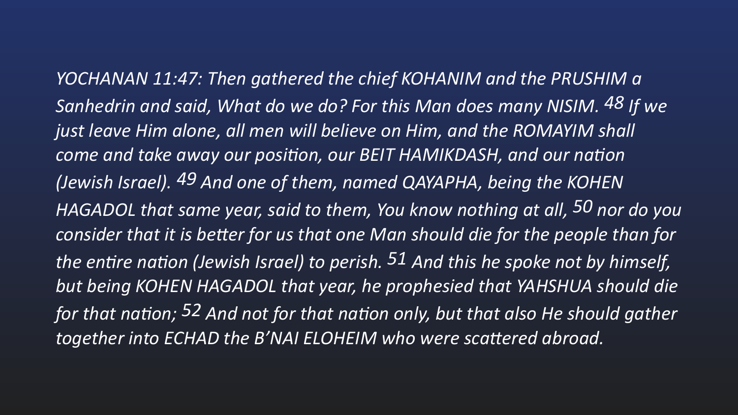*YOCHANAN 11:47: Then gathered the chief KOHANIM and the PRUSHIM a Sanhedrin and said, What do we do? For this Man does many NISIM. 48 If we just leave Him alone, all men will believe on Him, and the ROMAYIM shall come and take away our position, our BEIT HAMIKDASH, and our nation (Jewish Israel). 49 And one of them, named QAYAPHA, being the KOHEN HAGADOL that same year, said to them, You know nothing at all, 50 nor do you consider that it is better for us that one Man should die for the people than for the entire nation (Jewish Israel) to perish. 51 And this he spoke not by himself, but being KOHEN HAGADOL that year, he prophesied that YAHSHUA should die for that nation; 52 And not for that nation only, but that also He should gather together into ECHAD the B'NAI ELOHEIM who were scattered abroad.*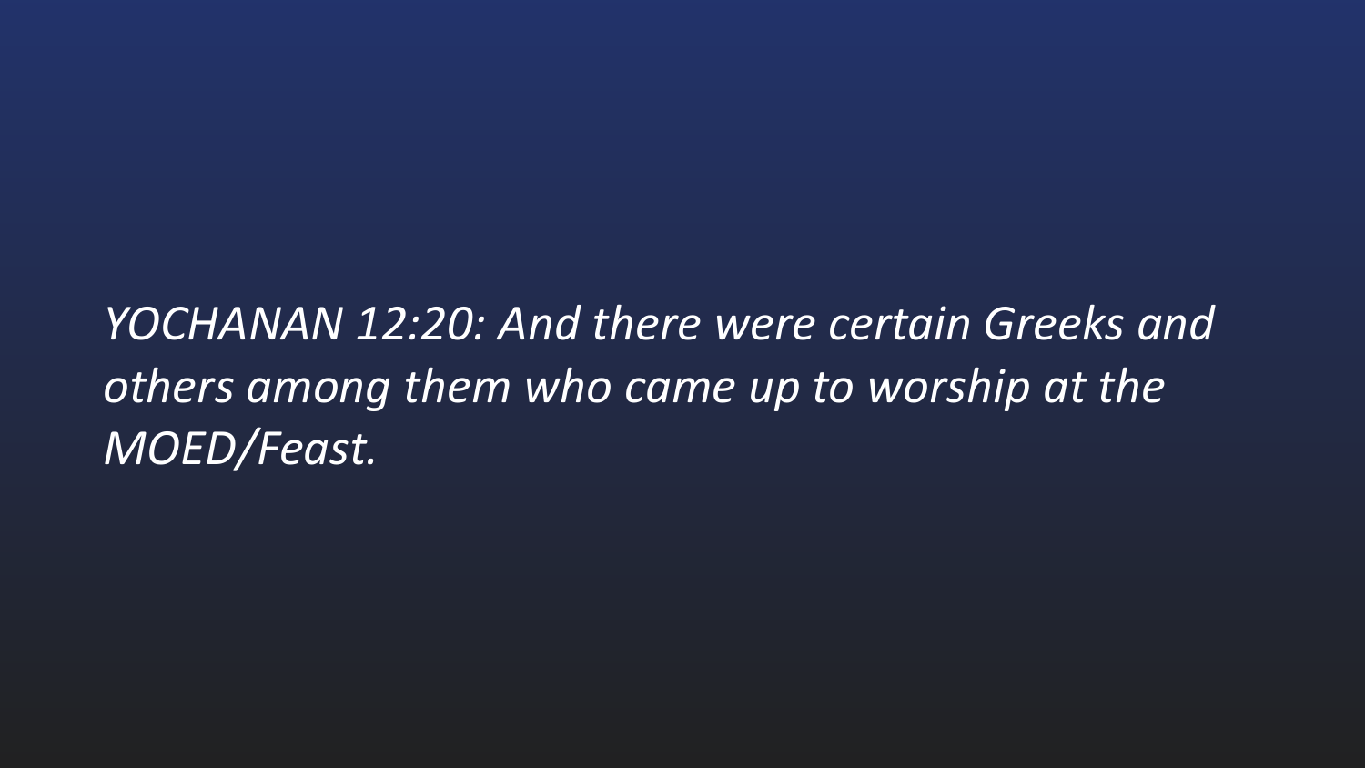*YOCHANAN 12:20: And there were certain Greeks and others among them who came up to worship at the MOED/Feast.*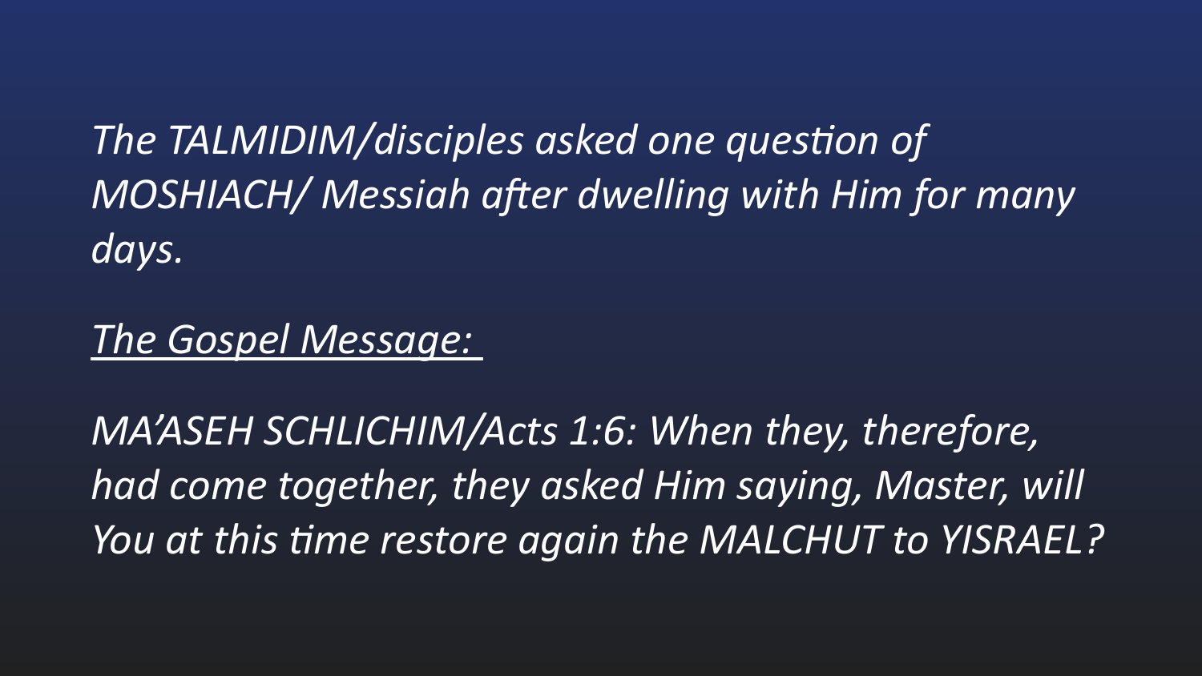*The TALMIDIM/disciples asked one question of MOSHIACH/ Messiah after dwelling with Him for many days.*

*The Gospel Message:*

*MA'ASEH SCHLICHIM/Acts 1:6: When they, therefore, had come together, they asked Him saying, Master, will You at this time restore again the MALCHUT to YISRAEL?*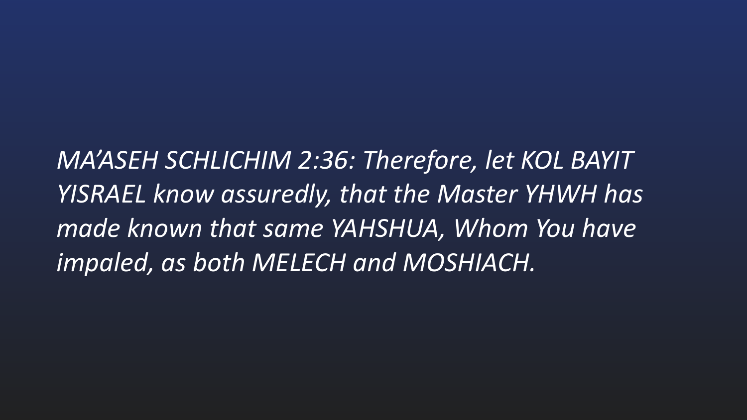*MA'ASEH SCHLICHIM 2:36: Therefore, let KOL BAYIT YISRAEL know assuredly, that the Master YHWH has made known that same YAHSHUA, Whom You have impaled, as both MELECH and MOSHIACH.*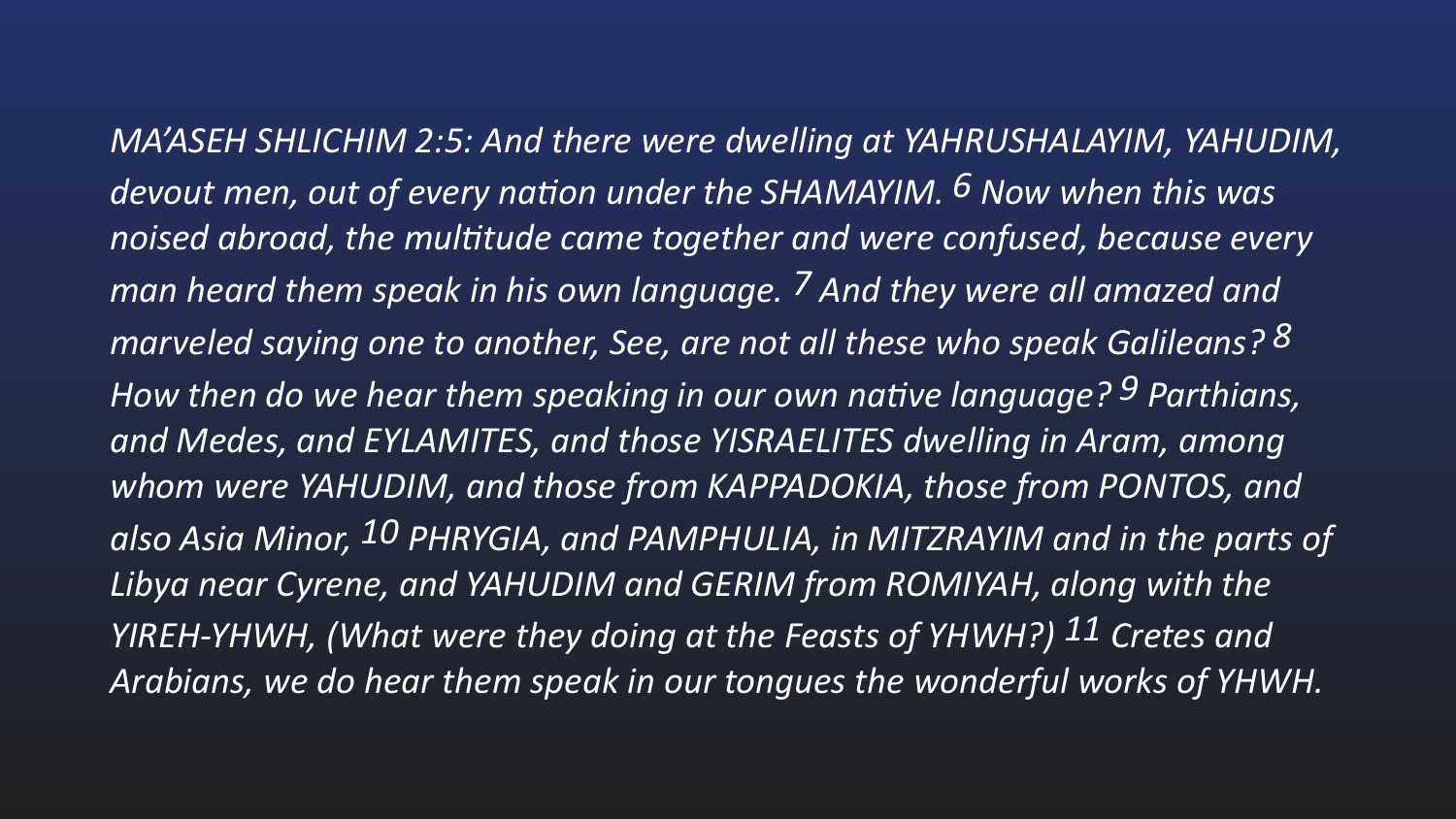*MA'ASEH SHLICHIM 2:5: And there were dwelling at YAHRUSHALAYIM, YAHUDIM, devout men, out of every nation under the SHAMAYIM. 6 Now when this was noised abroad, the multitude came together and were confused, because every man heard them speak in his own language. 7 And they were all amazed and marveled saying one to another, See, are not all these who speak Galileans? 8 How then do we hear them speaking in our own native language? 9 Parthians, and Medes, and EYLAMITES, and those YISRAELITES dwelling in Aram, among whom were YAHUDIM, and those from KAPPADOKIA, those from PONTOS, and also Asia Minor, 10 PHRYGIA, and PAMPHULIA, in MITZRAYIM and in the parts of Libya near Cyrene, and YAHUDIM and GERIM from ROMIYAH, along with the YIREH-YHWH, (What were they doing at the Feasts of YHWH?) 11 Cretes and Arabians, we do hear them speak in our tongues the wonderful works of YHWH.*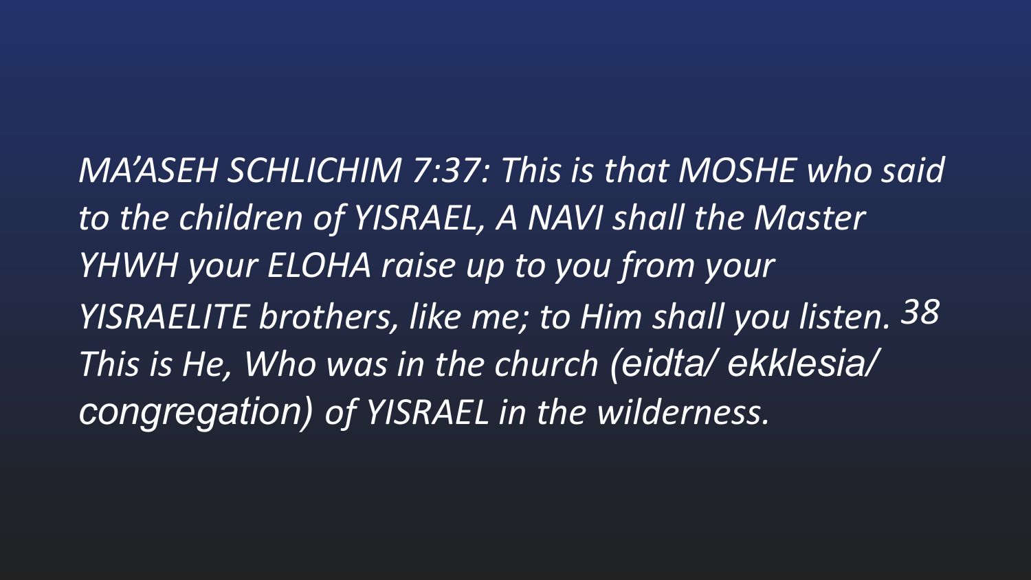*MA'ASEH SCHLICHIM 7:37: This is that MOSHE who said to the children of YISRAEL, A NAVI shall the Master YHWH your ELOHA raise up to you from your YISRAELITE brothers, like me; to Him shall you listen. 38 This is He, Who was in the church (eidta/ ekklesia/ congregation) of YISRAEL in the wilderness.*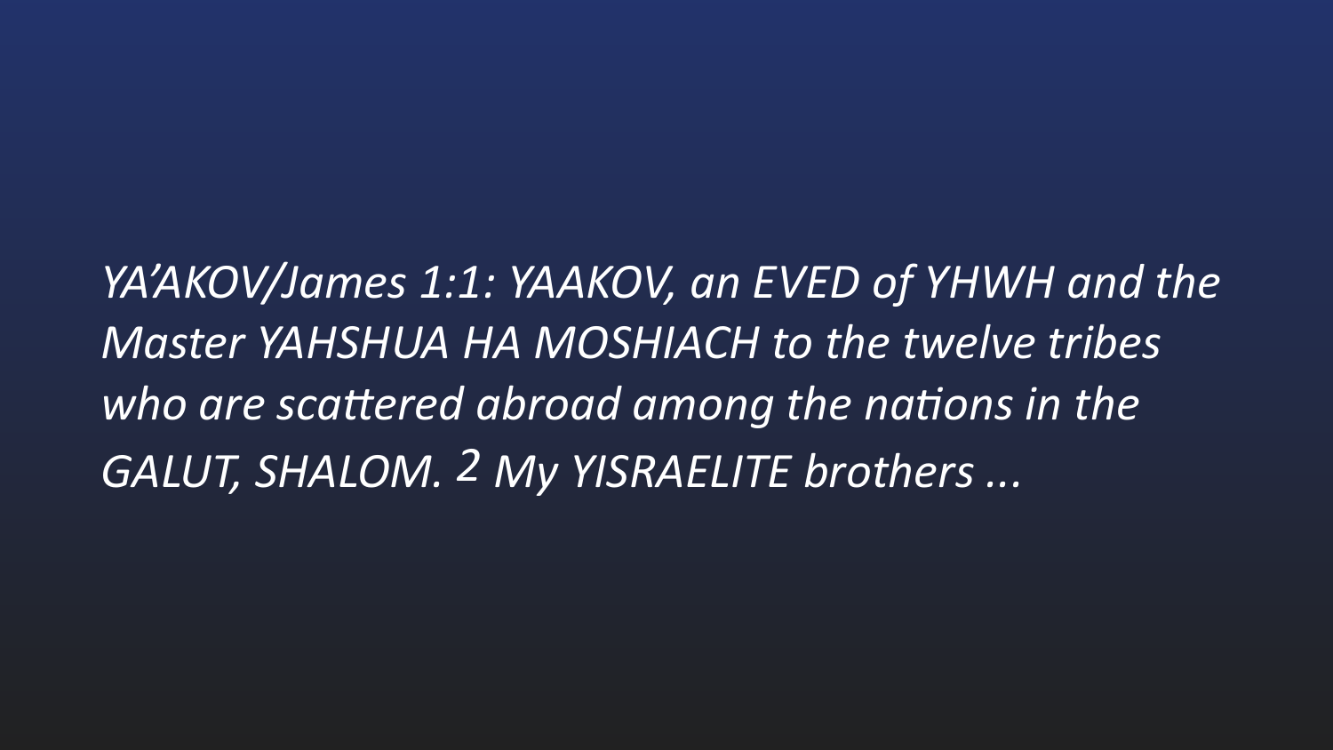*YA'AKOV/James 1:1: YAAKOV, an EVED of YHWH and the Master YAHSHUA HA MOSHIACH to the twelve tribes who are scattered abroad among the nations in the GALUT, SHALOM. 2 My YISRAELITE brothers ...*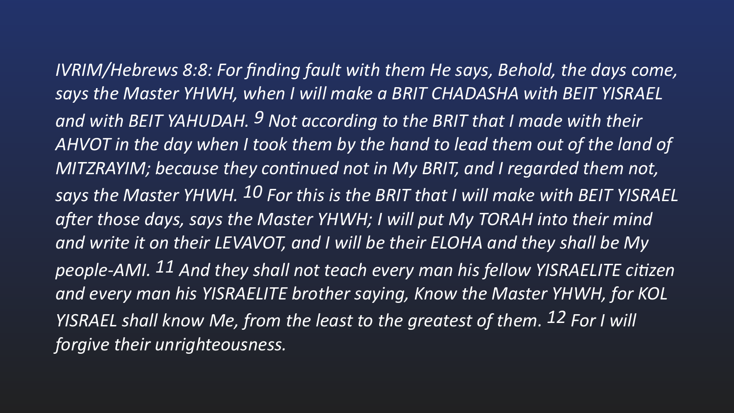*IVRIM/Hebrews 8:8: For finding fault with them He says, Behold, the days come, says the Master YHWH, when I will make a BRIT CHADASHA with BEIT YISRAEL and with BEIT YAHUDAH. 9 Not according to the BRIT that I made with their AHVOT in the day when I took them by the hand to lead them out of the land of MITZRAYIM; because they continued not in My BRIT, and I regarded them not, says the Master YHWH. 10 For this is the BRIT that I will make with BEIT YISRAEL after those days, says the Master YHWH; I will put My TORAH into their mind and write it on their LEVAVOT, and I will be their ELOHA and they shall be My people-AMI. 11 And they shall not teach every man his fellow YISRAELITE citizen and every man his YISRAELITE brother saying, Know the Master YHWH, for KOL YISRAEL shall know Me, from the least to the greatest of them. 12 For I will forgive their unrighteousness.*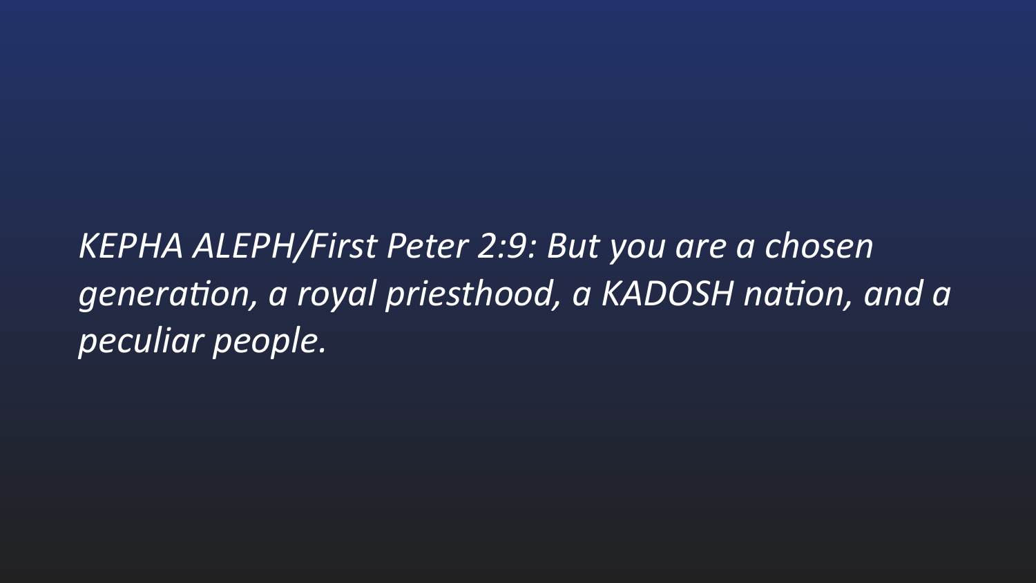*KEPHA ALEPH/First Peter 2:9: But you are a chosen generation, a royal priesthood, a KADOSH nation, and a peculiar people.*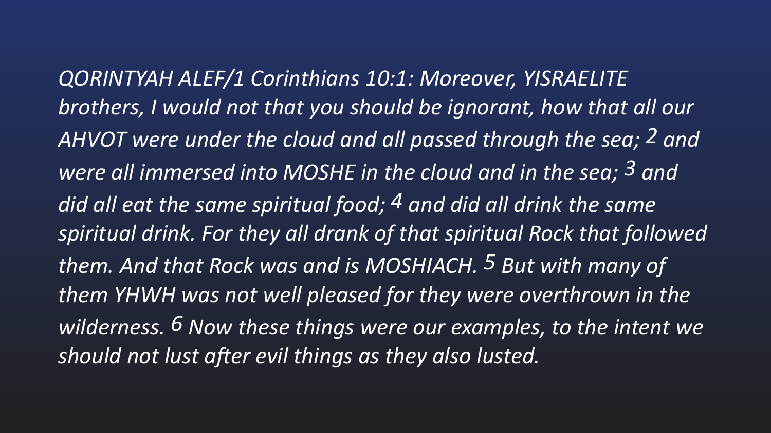*QORINTYAH ALEF/1 Corinthians 10:1: Moreover, YISRAELITE brothers, I would not that you should be ignorant, how that all our AHVOT were under the cloud and all passed through the sea; 2 and were all immersed into MOSHE in the cloud and in the sea; 3 and did all eat the same spiritual food; 4 and did all drink the same spiritual drink. For they all drank of that spiritual Rock that followed them. And that Rock was and is MOSHIACH. 5 But with many of them YHWH was not well pleased for they were overthrown in the wilderness. 6 Now these things were our examples, to the intent we should not lust after evil things as they also lusted.*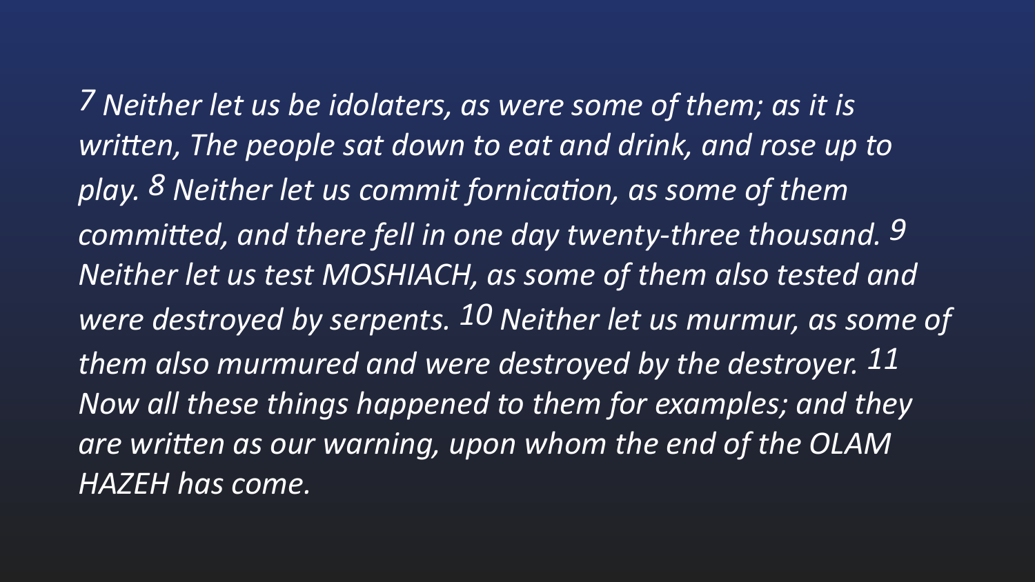*7 Neither let us be idolaters, as were some of them; as it is written, The people sat down to eat and drink, and rose up to play. 8 Neither let us commit fornication, as some of them committed, and there fell in one day twenty-three thousand. 9 Neither let us test MOSHIACH, as some of them also tested and were destroyed by serpents. 10 Neither let us murmur, as some of them also murmured and were destroyed by the destroyer. 11 Now all these things happened to them for examples; and they are written as our warning, upon whom the end of the OLAM HAZEH has come.*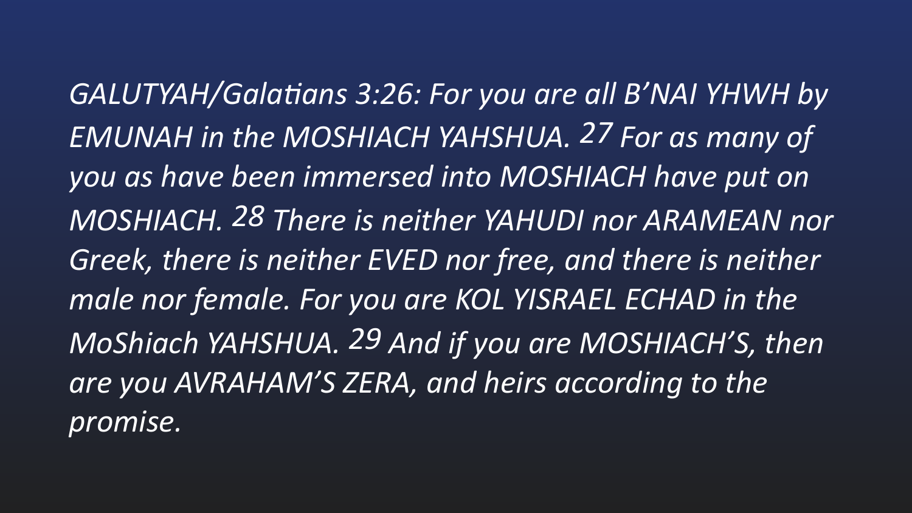*GALUTYAH/Galatians 3:26: For you are all B'NAI YHWH by EMUNAH in the MOSHIACH YAHSHUA. 27 For as many of you as have been immersed into MOSHIACH have put on MOSHIACH. 28 There is neither YAHUDI nor ARAMEAN nor Greek, there is neither EVED nor free, and there is neither male nor female. For you are KOL YISRAEL ECHAD in the MoShiach YAHSHUA. 29 And if you are MOSHIACH'S, then are you AVRAHAM'S ZERA, and heirs according to the promise.*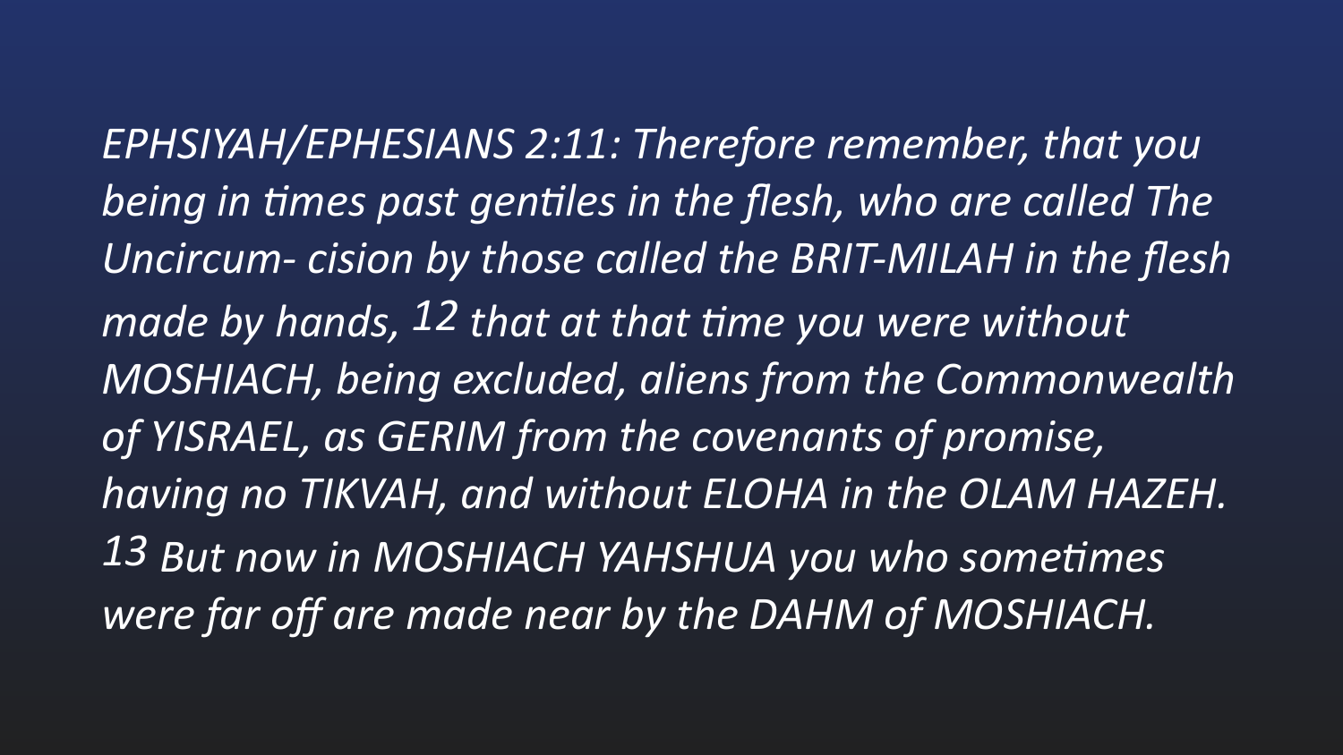*EPHSIYAH/EPHESIANS 2:11: Therefore remember, that you being in times past gentiles in the flesh, who are called The Uncircum- cision by those called the BRIT-MILAH in the flesh made by hands, 12 that at that time you were without MOSHIACH, being excluded, aliens from the Commonwealth of YISRAEL, as GERIM from the covenants of promise, having no TIKVAH, and without ELOHA in the OLAM HAZEH. 13 But now in MOSHIACH YAHSHUA you who sometimes were far off are made near by the DAHM of MOSHIACH.*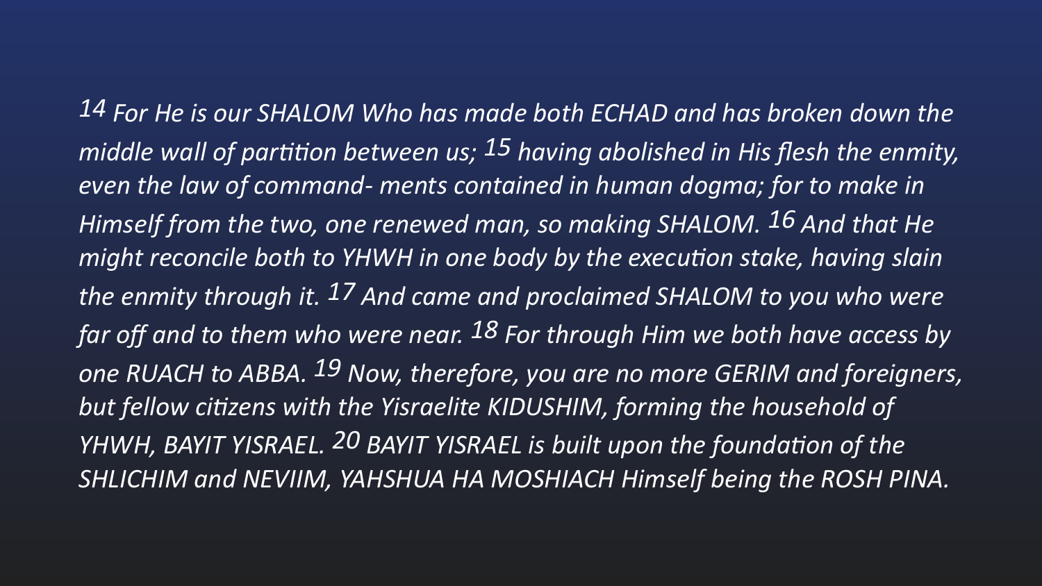*[14] For He is our SHALOM Who has made both ECHAD and has broken down the middle wall of partition between us; [15] having abolished in His flesh the enmity, even the law of command- ments contained in human dogma; for to make in Himself from the two, one renewed man, so making SHALOM. [16] And that He might reconcile both to YHWH in one body by the execution stake, having slain the enmity through it. [17] And came and proclaimed SHALOM to you who were far off and to them who were near. [18] For through Him we both have access by one RUACH to ABBA. [19] Now, therefore, you are no more GERIM and foreigners, but fellow citizens with the Yisraelite KIDUSHIM, forming the household of YHWH, BAYIT YISRAEL. [20] BAYIT YISRAEL is built upon the foundation of the SHLICHIM and NEVIIM, YAHSHUA HA MOSHIACH Himself being the ROSH PINA.*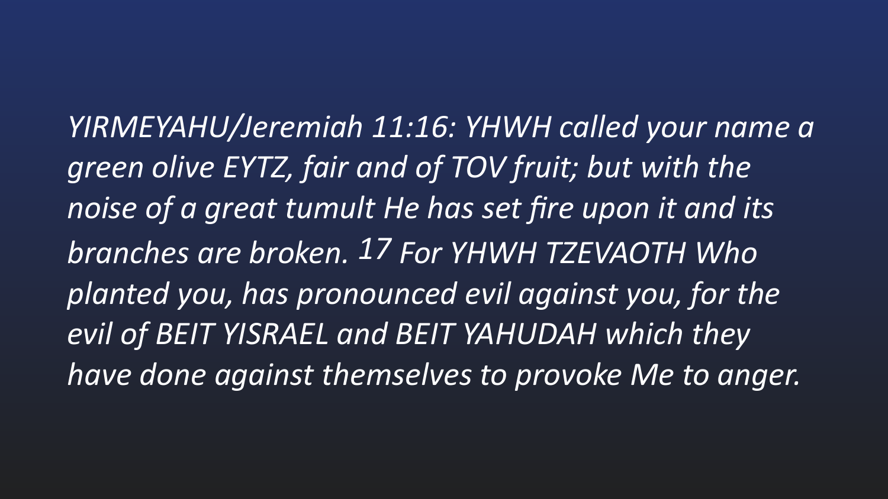*YIRMEYAHU/Jeremiah 11:16: YHWH called your name a green olive EYTZ, fair and of TOV fruit; but with the noise of a great tumult He has set fire upon it and its branches are broken. 17 For YHWH TZEVAOTH Who planted you, has pronounced evil against you, for the evil of BEIT YISRAEL and BEIT YAHUDAH which they have done against themselves to provoke Me to anger.*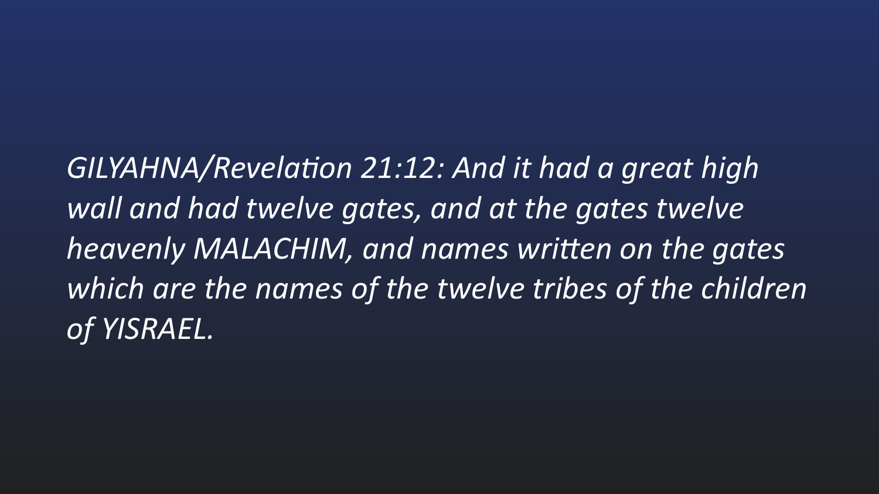*GILYAHNA/Revelation 21:12: And it had a great high wall and had twelve gates, and at the gates twelve heavenly MALACHIM, and names written on the gates which are the names of the twelve tribes of the children of YISRAEL.*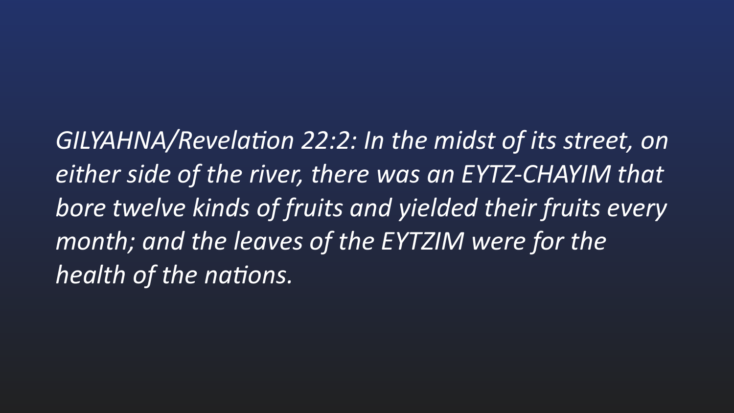*GILYAHNA/Revelation 22:2: In the midst of its street, on either side of the river, there was an EYTZ-CHAYIM that bore twelve kinds of fruits and yielded their fruits every month; and the leaves of the EYTZIM were for the health of the nations.*